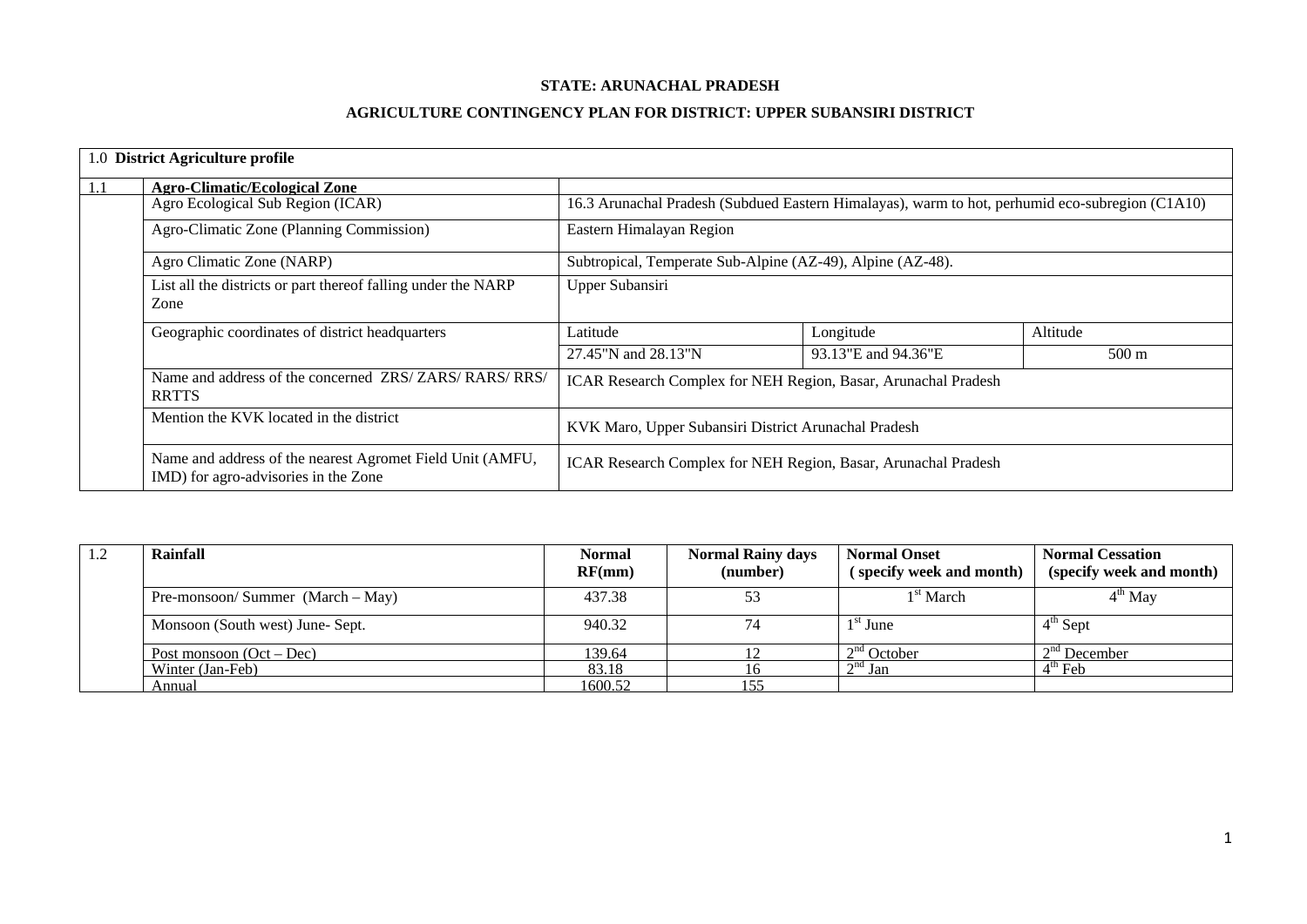**STATE: ARUNACHAL PRADESH**

**AGRICULTURE CONTINGENCY PLAN FOR DISTRICT: UPPER SUBANSIRI DISTRICT**

| 1.0 | **District Agriculture profile** | | | |
|---|---|---|---|---|
| 1.1 | **Agro-Climatic/Ecological Zone** | | | |
| | Agro Ecological Sub Region (ICAR) | 16.3 Arunachal Pradesh (Subdued Eastern Himalayas), warm to hot, perhumid eco-subregion (C1A10) | | |
| | Agro-Climatic Zone (Planning Commission) | Eastern Himalayan Region | | |
| | Agro Climatic Zone (NARP) | Subtropical, Temperate Sub-Alpine (AZ-49), Alpine (AZ-48). | | |
| | List all the districts or part thereof falling under the NARP Zone | Upper Subansiri | | |
| | Geographic coordinates of district headquarters | Latitude | Longitude | Altitude |
| | | 27.45"N and 28.13"N | 93.13"E and 94.36"E | 500 m |
| | Name and address of the concerned ZRS/ ZARS/ RARS/ RRS/ RRTTS | ICAR Research Complex for NEH Region, Basar, Arunachal Pradesh | | |
| | Mention the KVK located in the district | KVK Maro, Upper Subansiri District Arunachal Pradesh | | |
| | Name and address of the nearest Agromet Field Unit (AMFU, IMD) for agro-advisories in the Zone | ICAR Research Complex for NEH Region, Basar, Arunachal Pradesh | | |

| 1.2 | **Rainfall** | **Normal RF(mm)** | **Normal Rainy days (number)** | **Normal Onset (specify week and month)** | **Normal Cessation (specify week and month)** |
|---|---|---|---|---|---|
| | Pre-monsoon/ Summer (March – May) | 437.38 | 53 | 1st March | 4th May |
| | Monsoon (South west) June- Sept. | 940.32 | 74 | 1st June | 4th Sept |
| | Post monsoon (Oct – Dec) | 139.64 | 12 | 2nd October | 2nd December |
| | Winter (Jan-Feb) | 83.18 | 16 | 2nd Jan | 4th Feb |
| | Annual | 1600.52 | 155 | | |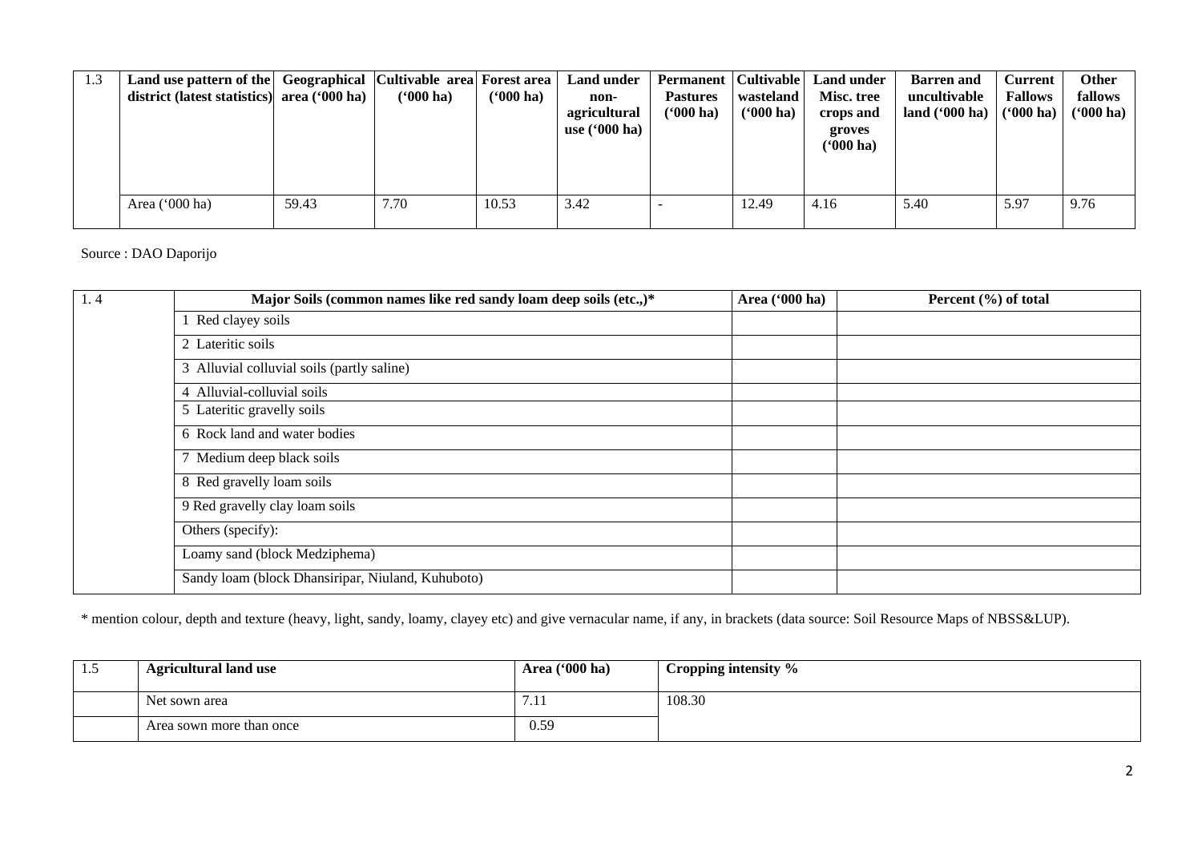| 1.3 | Land use pattern of the district (latest statistics) | Geographical area ('000 ha) | Cultivable area ('000 ha) | Forest area ('000 ha) | Land under non-agricultural use ('000 ha) | Permanent Pastures ('000 ha) | Cultivable wasteland ('000 ha) | Land under Misc. tree crops and groves ('000 ha) | Barren and uncultivable land ('000 ha) | Current Fallows ('000 ha) | Other fallows ('000 ha) |
|---|---|---|---|---|---|---|---|---|---|---|---|
| | Area ('000 ha) | 59.43 | 7.70 | 10.53 | 3.42 | - | 12.49 | 4.16 | 5.40 | 5.97 | 9.76 |

Source : DAO Daporijo

| 1. 4 | Major Soils (common names like red sandy loam deep soils (etc.,)* | Area ('000 ha) | Percent (%) of total |
|---|---|---|---|
| | 1 Red clayey soils | | |
| | 2 Lateritic soils | | |
| | 3 Alluvial colluvial soils (partly saline) | | |
| | 4 Alluvial-colluvial soils | | |
| | 5 Lateritic gravelly soils | | |
| | 6 Rock land and water bodies | | |
| | 7 Medium deep black soils | | |
| | 8 Red gravelly loam soils | | |
| | 9 Red gravelly clay loam soils | | |
| | Others (specify): | | |
| | Loamy sand (block Medziphema) | | |
| | Sandy loam (block Dhansiripar, Niuland, Kuhuboto) | | |

* mention colour, depth and texture (heavy, light, sandy, loamy, clayey etc) and give vernacular name, if any, in brackets (data source: Soil Resource Maps of NBSS&LUP).

| 1.5 | Agricultural land use | Area ('000 ha) | Cropping intensity % |
|---|---|---|---|
| | Net sown area | 7.11 | 108.30 |
| | Area sown more than once | 0.59 | |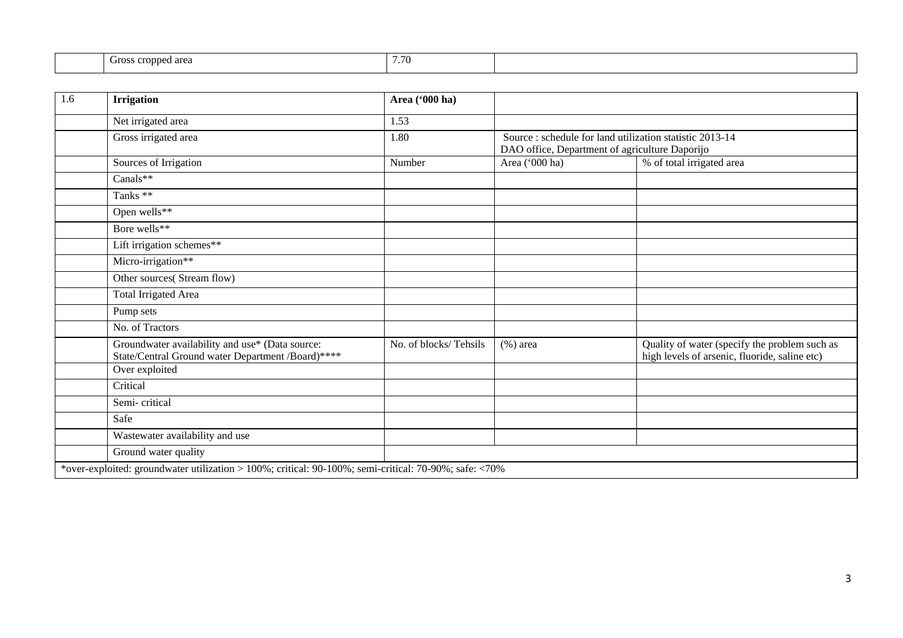| | Gross cropped area | 7.70 | |
|---|---|---|---|

| 1.6 | **Irrigation** | **Area ('000 ha)** | | |
|---|---|---|---|---|
| | Net irrigated area | 1.53 | | |
| | Gross irrigated area | 1.80 | Source : schedule for land utilization statistic 2013-14 DAO office, Department of agriculture Daporijo | |
| | Sources of Irrigation | Number | Area ('000 ha) | % of total irrigated area |
| | Canals** | | | |
| | Tanks ** | | | |
| | Open wells** | | | |
| | Bore wells** | | | |
| | Lift irrigation schemes** | | | |
| | Micro-irrigation** | | | |
| | Other sources( Stream flow) | | | |
| | Total Irrigated Area | | | |
| | Pump sets | | | |
| | No. of Tractors | | | |
| | Groundwater availability and use* (Data source: State/Central Ground water Department /Board)**** | No. of blocks/ Tehsils | (%) area | Quality of water (specify the problem such as high levels of arsenic, fluoride, saline etc) |
| | Over exploited | | | |
| | Critical | | | |
| | Semi- critical | | | |
| | Safe | | | |
| | Wastewater availability and use | | | |
| | Ground water quality | | | |

*over-exploited: groundwater utilization > 100%; critical: 90-100%; semi-critical: 70-90%; safe: <70%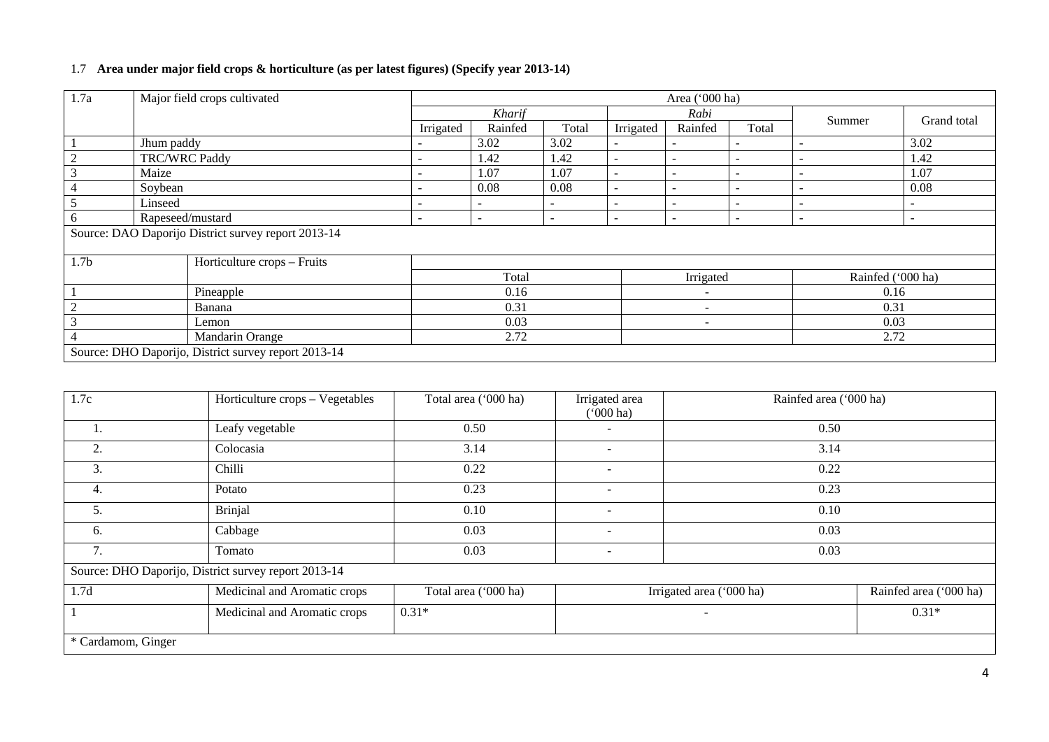1.7 **Area under major field crops & horticulture (as per latest figures) (Specify year 2013-14)**

| 1.7a | Major field crops cultivated | Area ('000 ha) | | | | | | | |
|---|---|---|---|---|---|---|---|---|---|
| | | *Kharif* | | | *Rabi* | | | Summer | Grand total |
| | | Irrigated | Rainfed | Total | Irrigated | Rainfed | Total | | |
| 1 | Jhum paddy | - | 3.02 | 3.02 | - | - | - | - | 3.02 |
| 2 | TRC/WRC Paddy | - | 1.42 | 1.42 | - | - | - | - | 1.42 |
| 3 | Maize | - | 1.07 | 1.07 | - | - | - | - | 1.07 |
| 4 | Soybean | - | 0.08 | 0.08 | - | - | - | - | 0.08 |
| 5 | Linseed | - | - | - | - | - | - | - | - |
| 6 | Rapeseed/mustard | - | - | - | - | - | - | - | - |

Source: DAO Daporijo District survey report 2013-14

| 1.7b | Horticulture crops – Fruits | Total | Irrigated | Rainfed ('000 ha) |
|---|---|---|---|---|
| 1 | Pineapple | 0.16 | - | 0.16 |
| 2 | Banana | 0.31 | - | 0.31 |
| 3 | Lemon | 0.03 | - | 0.03 |
| 4 | Mandarin Orange | 2.72 | | 2.72 |

Source: DHO Daporijo, District survey report 2013-14

| 1.7c | Horticulture crops – Vegetables | Total area ('000 ha) | Irrigated area ('000 ha) | Rainfed area ('000 ha) |
|---|---|---|---|---|
| 1. | Leafy vegetable | 0.50 | - | 0.50 |
| 2. | Colocasia | 3.14 | - | 3.14 |
| 3. | Chilli | 0.22 | - | 0.22 |
| 4. | Potato | 0.23 | - | 0.23 |
| 5. | Brinjal | 0.10 | - | 0.10 |
| 6. | Cabbage | 0.03 | - | 0.03 |
| 7. | Tomato | 0.03 | - | 0.03 |

Source: DHO Daporijo, District survey report 2013-14

| 1.7d | Medicinal and Aromatic crops | Total area ('000 ha) | Irrigated area ('000 ha) | Rainfed area ('000 ha) |
|---|---|---|---|---|
| 1 | Medicinal and Aromatic crops | 0.31* | - | 0.31* |

* Cardamom, Ginger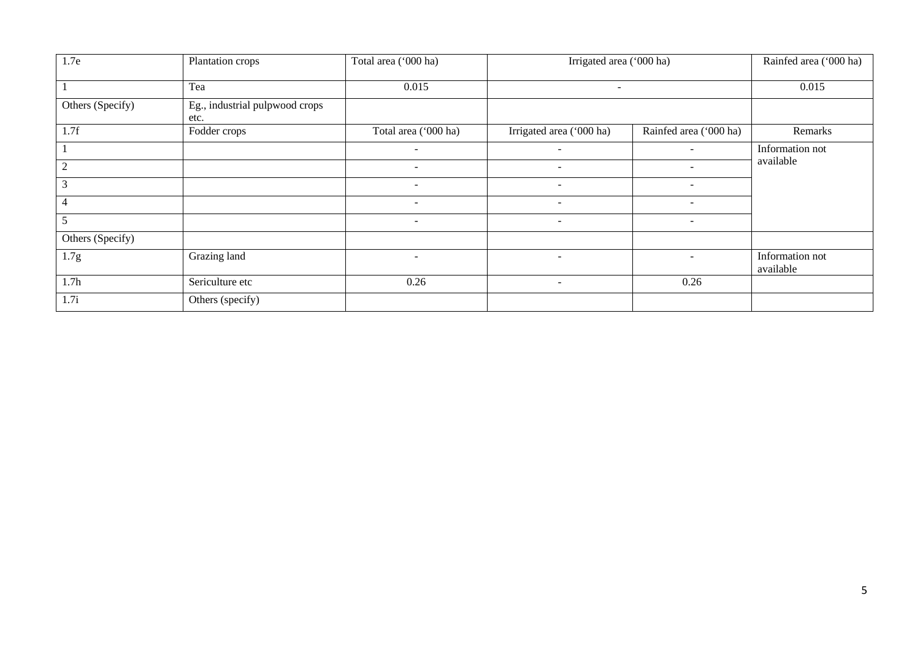| 1.7e | Plantation crops | Total area ('000 ha) | Irrigated area ('000 ha) | | Rainfed area ('000 ha) |
|---|---|---|---|---|---|
| 1 | Tea | 0.015 | - | | 0.015 |
| Others (Specify) | Eg., industrial pulpwood crops etc. | | | | |
| 1.7f | Fodder crops | Total area ('000 ha) | Irrigated area ('000 ha) | Rainfed area ('000 ha) | Remarks |
| 1 | | - | - | - | Information not available |
| 2 | | - | - | - | |
| 3 | | - | - | - | |
| 4 | | - | - | - | |
| 5 | | - | - | - | |
| Others (Specify) | | | | | |
| 1.7g | Grazing land | - | - | - | Information not available |
| 1.7h | Sericulture etc | 0.26 | - | 0.26 | |
| 1.7i | Others (specify) | | | | |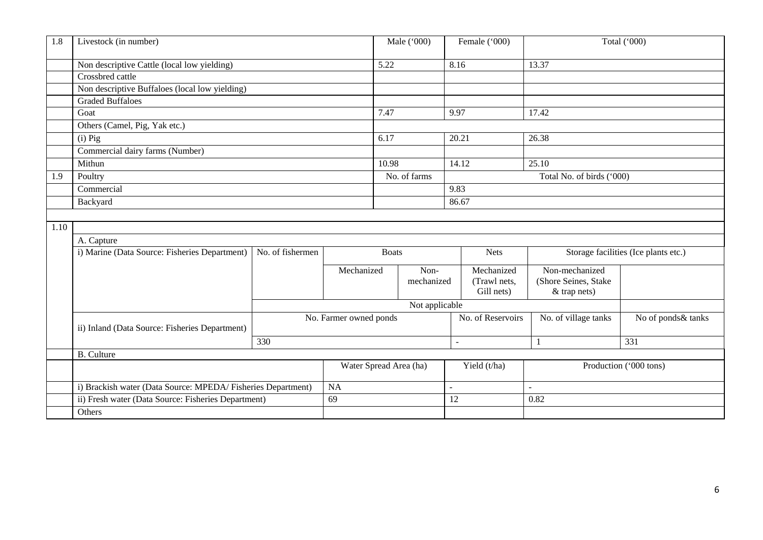| 1.8 | Livestock (in number) | Male ('000) | Female ('000) | Total ('000) |
|---|---|---|---|---|
| | Non descriptive Cattle (local low yielding) | 5.22 | 8.16 | 13.37 |
| | Crossbred cattle | | | |
| | Non descriptive Buffaloes (local low yielding) | | | |
| | Graded Buffaloes | | | |
| | Goat | 7.47 | 9.97 | 17.42 |
| | Others (Camel, Pig, Yak etc.) | | | |
| | (i) Pig | 6.17 | 20.21 | 26.38 |
| | Commercial dairy farms (Number) | | | |
| | Mithun | 10.98 | 14.12 | 25.10 |
| 1.9 | Poultry | No. of farms | Total No. of birds ('000) | |
| | Commercial | | 9.83 | |
| | Backyard | | 86.67 | |

| 1.10 | | | | | | | |
|---|---|---|---|---|---|---|---|
| | A. Capture | | | | | | |
| | i) Marine (Data Source: Fisheries Department) | No. of fishermen | Boats | | Nets | | Storage facilities (Ice plants etc.) |
| | | | Mechanized | Non-mechanized | Mechanized (Trawl nets, Gill nets) | Non-mechanized (Shore Seines, Stake & trap nets) | |
| | | Not applicable | | | | | |
| | ii) Inland (Data Source: Fisheries Department) | No. Farmer owned ponds | | | No. of Reservoirs | No. of village tanks | No of ponds& tanks |
| | | 330 | | | - | 1 | 331 |
| | B. Culture | | | | | | |
| | | | Water Spread Area (ha) | | Yield (t/ha) | Production ('000 tons) | |
| | i) Brackish water (Data Source: MPEDA/ Fisheries Department) | | NA | | - | - | |
| | ii) Fresh water (Data Source: Fisheries Department) | | 69 | | 12 | 0.82 | |
| | Others | | | | | | |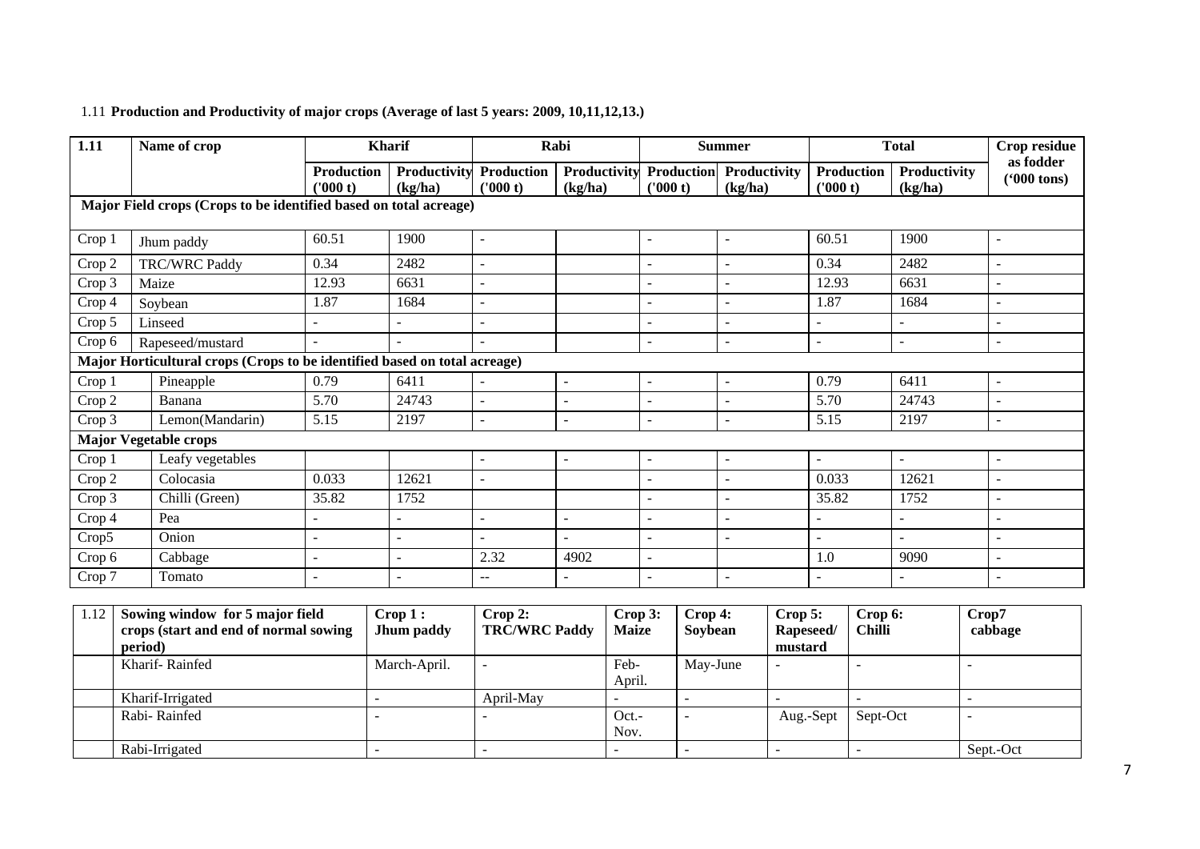1.11 **Production and Productivity of major crops (Average of last 5 years: 2009, 10,11,12,13.)**

| 1.11 | Name of crop | Kharif | | Rabi | | Summer | | Total | | Crop residue as fodder ('000 tons) |
|---|---|---|---|---|---|---|---|---|---|---|
| | | Production ('000 t) | Productivity (kg/ha) | Production ('000 t) | Productivity (kg/ha) | Production ('000 t) | Productivity (kg/ha) | Production ('000 t) | Productivity (kg/ha) | |
| **Major Field crops (Crops to be identified based on total acreage)** | | | | | | | | | | |
| Crop 1 | Jhum paddy | 60.51 | 1900 | - | | - | - | 60.51 | 1900 | - |
| Crop 2 | TRC/WRC Paddy | 0.34 | 2482 | - | | - | - | 0.34 | 2482 | - |
| Crop 3 | Maize | 12.93 | 6631 | - | | - | - | 12.93 | 6631 | - |
| Crop 4 | Soybean | 1.87 | 1684 | - | | - | - | 1.87 | 1684 | - |
| Crop 5 | Linseed | - | - | - | | - | - | - | - | - |
| Crop 6 | Rapeseed/mustard | - | - | - | | - | - | - | - | - |
| **Major Horticultural crops (Crops to be identified based on total acreage)** | | | | | | | | | | |
| Crop 1 | Pineapple | 0.79 | 6411 | - | - | - | - | 0.79 | 6411 | - |
| Crop 2 | Banana | 5.70 | 24743 | - | - | - | - | 5.70 | 24743 | - |
| Crop 3 | Lemon(Mandarin) | 5.15 | 2197 | - | - | - | - | 5.15 | 2197 | - |
| **Major Vegetable crops** | | | | | | | | | | |
| Crop 1 | Leafy vegetables | | | - | - | - | - | - | - | - |
| Crop 2 | Colocasia | 0.033 | 12621 | - | | - | - | 0.033 | 12621 | - |
| Crop 3 | Chilli (Green) | 35.82 | 1752 | | | - | - | 35.82 | 1752 | - |
| Crop 4 | Pea | - | - | - | - | - | - | - | - | - |
| Crop5 | Onion | - | - | - | - | - | - | - | - | - |
| Crop 6 | Cabbage | - | - | 2.32 | 4902 | - | | 1.0 | 9090 | - |
| Crop 7 | Tomato | - | - | -- | - | - | - | - | - | - |

| 1.12 | Sowing window for 5 major field crops (start and end of normal sowing period) | Crop 1 : Jhum paddy | Crop 2: TRC/WRC Paddy | Crop 3: Maize | Crop 4: Soybean | Crop 5: Rapeseed/ mustard | Crop 6: Chilli | Crop7 cabbage |
|---|---|---|---|---|---|---|---|---|
| | Kharif- Rainfed | March-April. | - | Feb-April. | May-June | - | - | - |
| | Kharif-Irrigated | - | April-May | - | - | - | - | - |
| | Rabi- Rainfed | - | - | Oct.-Nov. | - | Aug.-Sept | Sept-Oct | - |
| | Rabi-Irrigated | - | - | - | - | - | - | Sept.-Oct |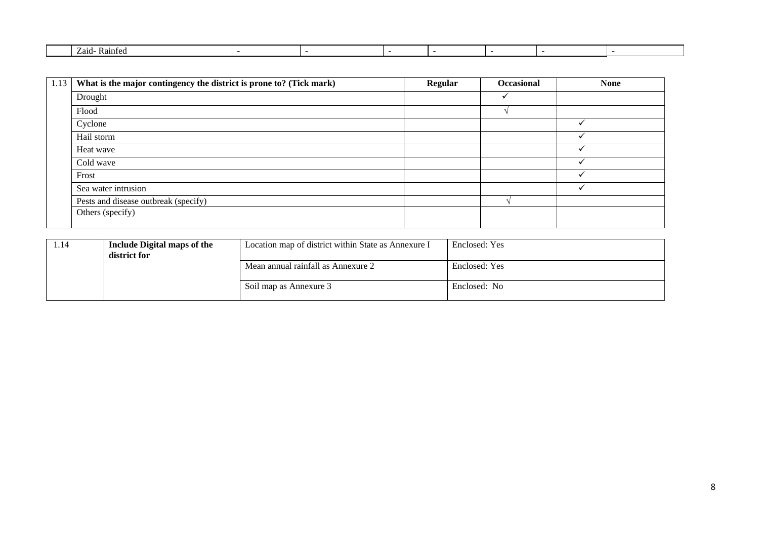| | Zaid- Rainfed | - | - | - | - | - | - | - |
|---|---|---|---|---|---|---|---|---|

| 1.13 | What is the major contingency the district is prone to? (Tick mark) | Regular | Occasional | None |
|---|---|---|---|---|
| | Drought | | ✓ | |
| | Flood | | √ | |
| | Cyclone | | | ✓ |
| | Hail storm | | | ✓ |
| | Heat wave | | | ✓ |
| | Cold wave | | | ✓ |
| | Frost | | | ✓ |
| | Sea water intrusion | | | ✓ |
| | Pests and disease outbreak (specify) | | √ | |
| | Others (specify) | | | |

| 1.14 | Include Digital maps of the district for | Location map of district within State as Annexure I | Enclosed: Yes |
|---|---|---|---|
| | | Mean annual rainfall as Annexure 2 | Enclosed: Yes |
| | | Soil map as Annexure 3 | Enclosed: No |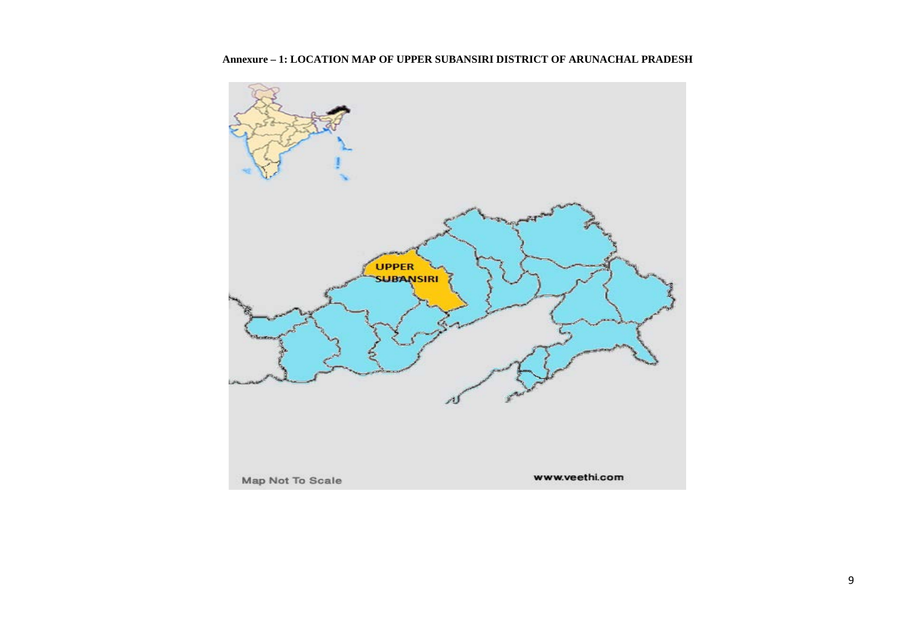**Annexure – 1: LOCATION MAP OF UPPER SUBANSIRI DISTRICT OF ARUNACHAL PRADESH**

UPPER SUBANSIRI

Map Not To Scale

www.veethi.com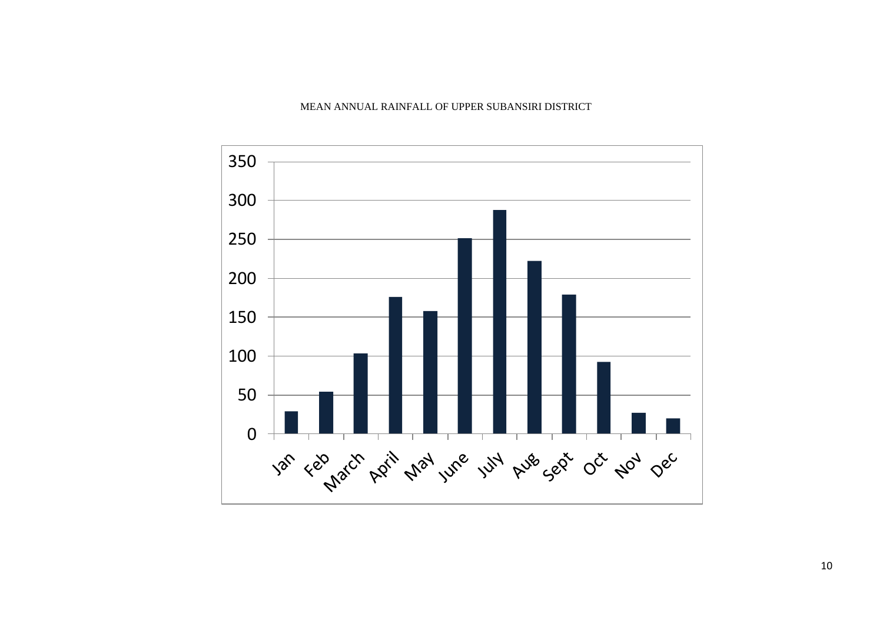MEAN ANNUAL RAINFALL OF UPPER SUBANSIRI DISTRICT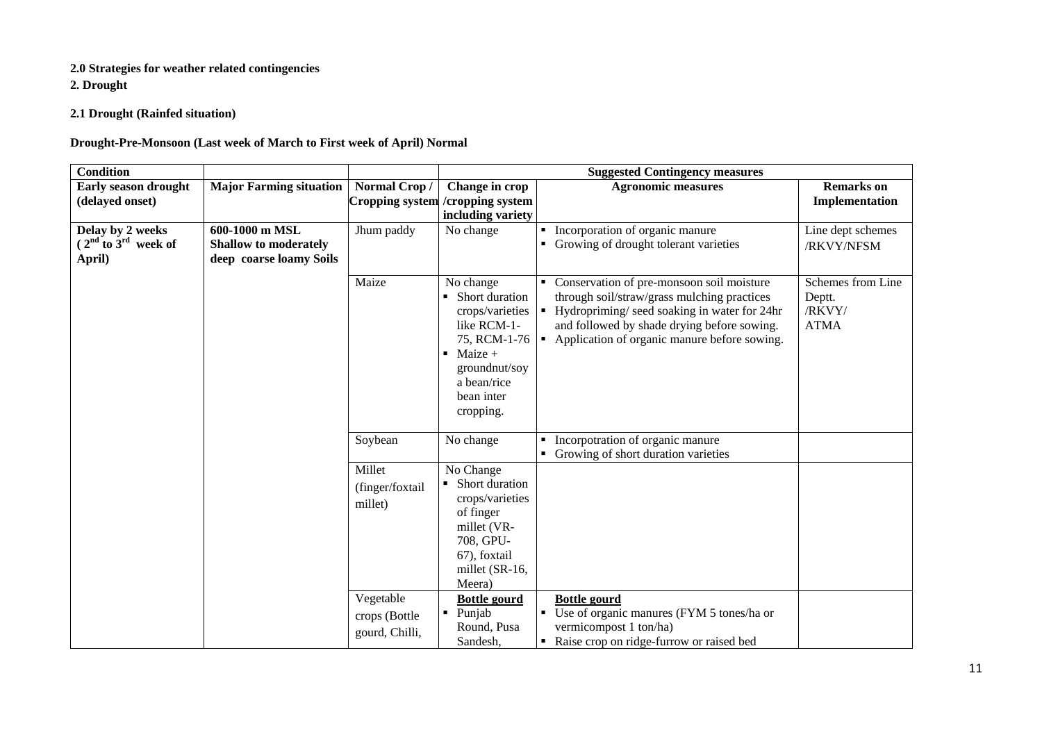**2.0 Strategies for weather related contingencies**

**2. Drought**

**2.1 Drought (Rainfed situation)**

**Drought-Pre-Monsoon (Last week of March to First week of April) Normal**

| Condition | | | Suggested Contingency measures | | |
|---|---|---|---|---|---|
| **Early season drought (delayed onset)** | **Major Farming situation** | **Normal Crop / Cropping system** | **Change in crop /cropping system including variety** | **Agronomic measures** | **Remarks on Implementation** |
| **Delay by 2 weeks ($2^{nd}$ to $3^{rd}$ week of April)** | **600-1000 m MSL Shallow to moderately deep coarse loamy Soils** | Jhum paddy | No change | ▪ Incorporation of organic manure<br>▪ Growing of drought tolerant varieties | Line dept schemes /RKVY/NFSM |
| | | Maize | No change<br>▪ Short duration crops/varieties like RCM-1-75, RCM-1-76<br>▪ Maize + groundnut/soy a bean/rice bean inter cropping. | ▪ Conservation of pre-monsoon soil moisture through soil/straw/grass mulching practices<br>▪ Hydropriming/ seed soaking in water for 24hr and followed by shade drying before sowing.<br>▪ Application of organic manure before sowing. | Schemes from Line Deptt. /RKVY/ ATMA |
| | | Soybean | No change | ▪ Incorpotration of organic manure<br>▪ Growing of short duration varieties | |
| | | Millet (finger/foxtail millet) | No Change<br>▪ Short duration crops/varieties of finger millet (VR-708, GPU-67), foxtail millet (SR-16, Meera) | | |
| | | Vegetable crops (Bottle gourd, Chilli, | **Bottle gourd**<br>▪ Punjab Round, Pusa Sandesh, | **Bottle gourd**<br>▪ Use of organic manures (FYM 5 tones/ha or vermicompost 1 ton/ha)<br>▪ Raise crop on ridge-furrow or raised bed | |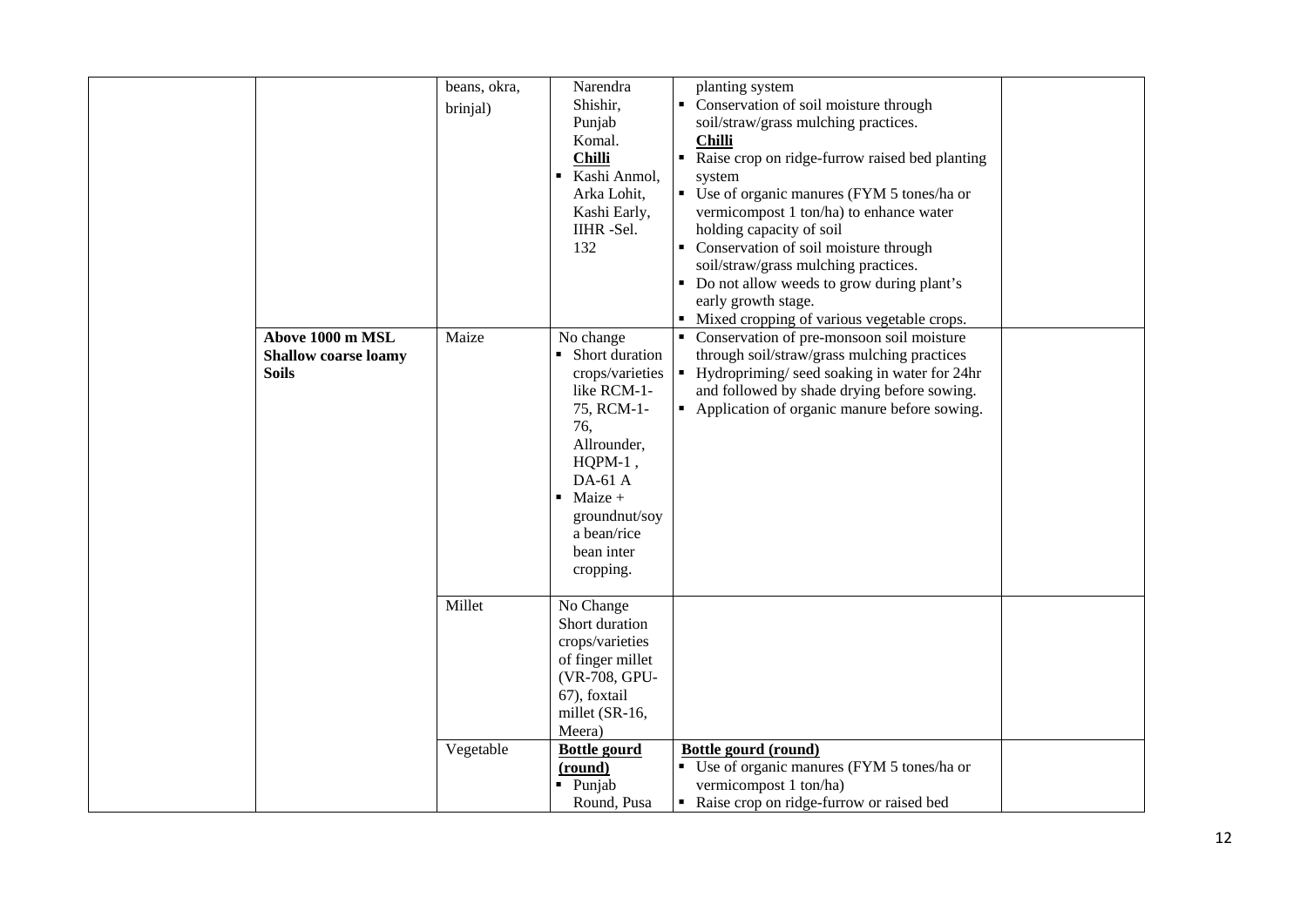|  |  | beans, okra, brinjal) | Narendra Shishir, Punjab Komal. **Chilli** ▪ Kashi Anmol, Arka Lohit, Kashi Early, IIHR -Sel. 132 | planting system ▪ Conservation of soil moisture through soil/straw/grass mulching practices. **Chilli** ▪ Raise crop on ridge-furrow raised bed planting system ▪ Use of organic manures (FYM 5 tones/ha or vermicompost 1 ton/ha) to enhance water holding capacity of soil ▪ Conservation of soil moisture through soil/straw/grass mulching practices. ▪ Do not allow weeds to grow during plant's early growth stage. ▪ Mixed cropping of various vegetable crops. |  |
|---|---|---|---|---|---|
|  | **Above 1000 m MSL Shallow coarse loamy Soils** | Maize | No change ▪ Short duration crops/varieties like RCM-1-75, RCM-1-76, Allrounder, HQPM-1 , DA-61 A ▪ Maize + groundnut/soy a bean/rice bean inter cropping. | ▪ Conservation of pre-monsoon soil moisture through soil/straw/grass mulching practices ▪ Hydropriming/ seed soaking in water for 24hr and followed by shade drying before sowing. ▪ Application of organic manure before sowing. |  |
|  |  | Millet | No Change Short duration crops/varieties of finger millet (VR-708, GPU-67), foxtail millet (SR-16, Meera) |  |  |
|  |  | Vegetable | **Bottle gourd (round)** ▪ Punjab Round, Pusa | **Bottle gourd (round)** ▪ Use of organic manures (FYM 5 tones/ha or vermicompost 1 ton/ha) ▪ Raise crop on ridge-furrow or raised bed |  |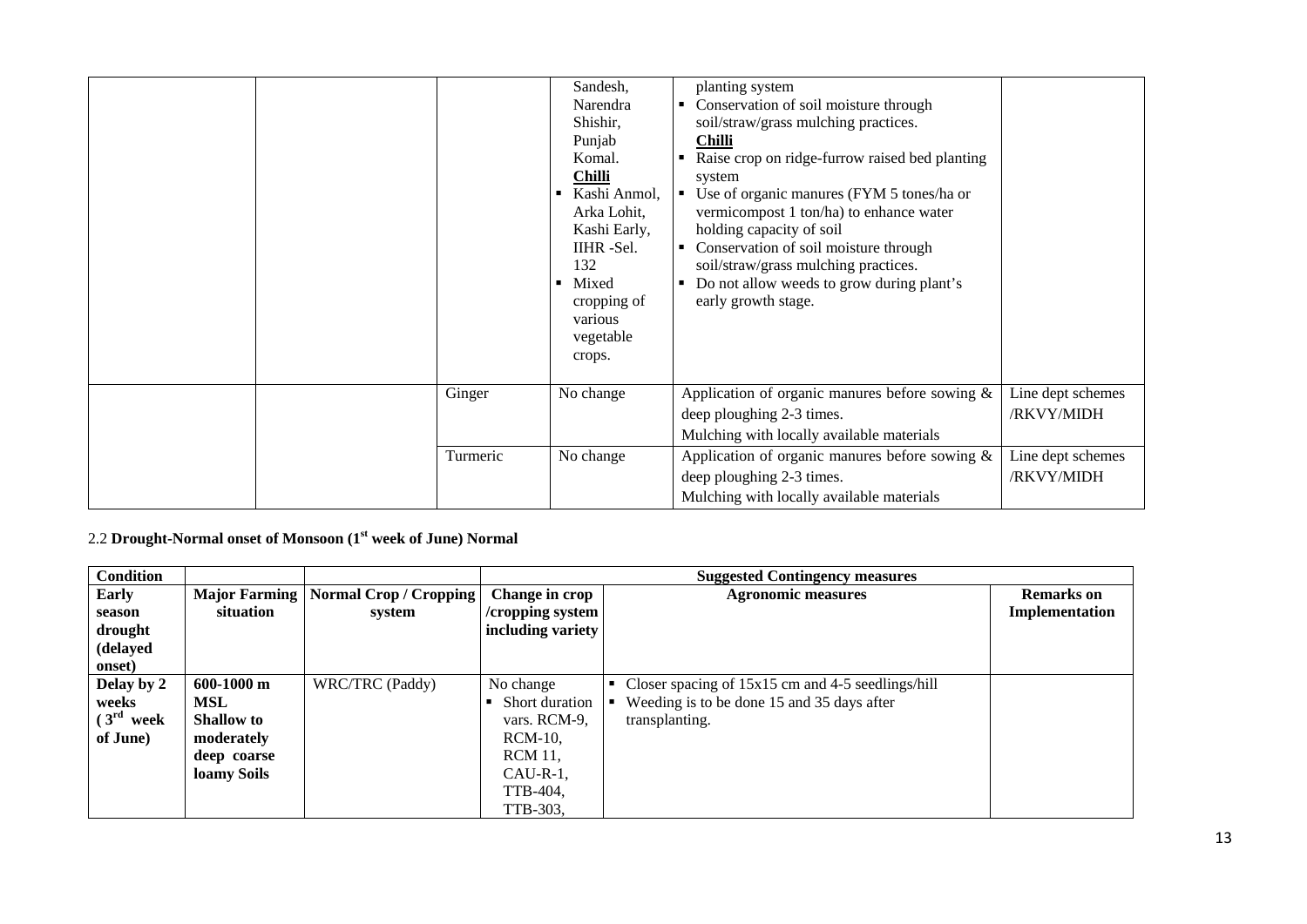| | | | Sandesh, Narendra Shishir, Punjab Komal.<br>**Chilli**<br>▪ Kashi Anmol, Arka Lohit, Kashi Early, IIHR -Sel. 132<br>▪ Mixed cropping of various vegetable crops. | planting system<br>▪ Conservation of soil moisture through soil/straw/grass mulching practices.<br>**Chilli**<br>▪ Raise crop on ridge-furrow raised bed planting system<br>▪ Use of organic manures (FYM 5 tones/ha or vermicompost 1 ton/ha) to enhance water holding capacity of soil<br>▪ Conservation of soil moisture through soil/straw/grass mulching practices.<br>▪ Do not allow weeds to grow during plant's early growth stage. | |
|---|---|---|---|---|---|
| | | Ginger | No change | Application of organic manures before sowing & deep ploughing 2-3 times.<br>Mulching with locally available materials | Line dept schemes /RKVY/MIDH |
| | | Turmeric | No change | Application of organic manures before sowing & deep ploughing 2-3 times.<br>Mulching with locally available materials | Line dept schemes /RKVY/MIDH |

2.2 **Drought-Normal onset of Monsoon (1st week of June) Normal**

| **Condition** | | | **Suggested Contingency measures** | | |
|---|---|---|---|---|---|
| **Early season drought (delayed onset)** | **Major Farming situation** | **Normal Crop / Cropping system** | **Change in crop /cropping system including variety** | **Agronomic measures** | **Remarks on Implementation** |
| **Delay by 2 weeks (3rd week of June)** | **600-1000 m MSL Shallow to moderately deep coarse loamy Soils** | WRC/TRC (Paddy) | No change<br>▪ Short duration vars. RCM-9, RCM-10, RCM 11, CAU-R-1, TTB-404, TTB-303, | ▪ Closer spacing of 15x15 cm and 4-5 seedlings/hill<br>▪ Weeding is to be done 15 and 35 days after transplanting. | |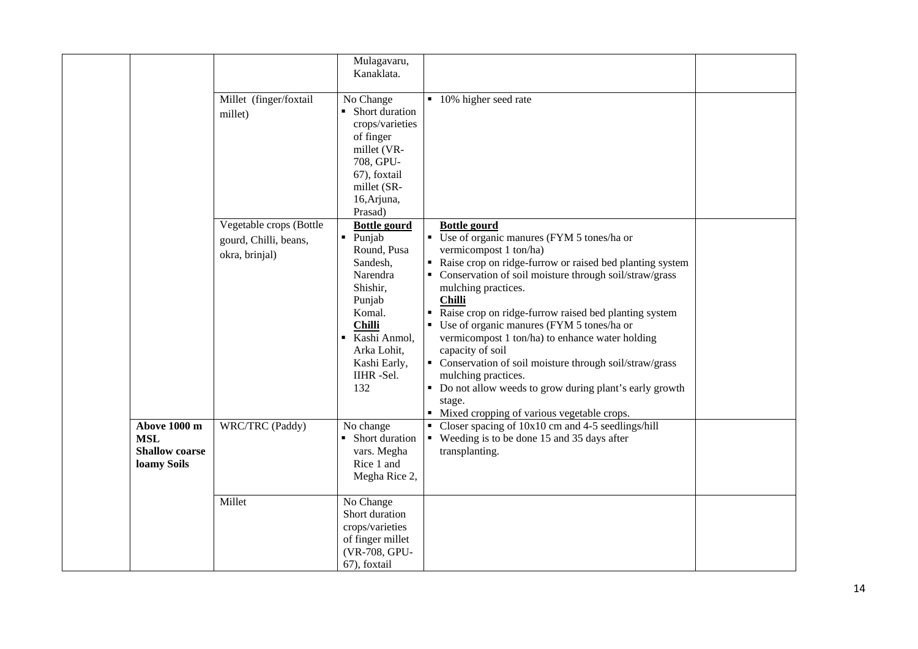| | | | | | |
|---|---|---|---|---|---|
| | | | Mulagavaru, Kanaklata. | | |
| | | Millet (finger/foxtail millet) | No Change<br>▪ Short duration crops/varieties of finger millet (VR-708, GPU-67), foxtail millet (SR-16,Arjuna, Prasad) | ▪ 10% higher seed rate | |
| | | Vegetable crops (Bottle gourd, Chilli, beans, okra, brinjal) | **Bottle gourd**<br>▪ Punjab Round, Pusa Sandesh, Narendra Shishir, Punjab Komal.<br>**Chilli**<br>▪ Kashi Anmol, Arka Lohit, Kashi Early, IIHR -Sel. 132 | **Bottle gourd**<br>▪ Use of organic manures (FYM 5 tones/ha or vermicompost 1 ton/ha)<br>▪ Raise crop on ridge-furrow or raised bed planting system<br>▪ Conservation of soil moisture through soil/straw/grass mulching practices.<br>**Chilli**<br>▪ Raise crop on ridge-furrow raised bed planting system<br>▪ Use of organic manures (FYM 5 tones/ha or vermicompost 1 ton/ha) to enhance water holding capacity of soil<br>▪ Conservation of soil moisture through soil/straw/grass mulching practices.<br>▪ Do not allow weeds to grow during plant's early growth stage.<br>▪ Mixed cropping of various vegetable crops. | |
| | **Above 1000 m MSL Shallow coarse loamy Soils** | WRC/TRC (Paddy) | No change<br>▪ Short duration vars. Megha Rice 1 and Megha Rice 2, | ▪ Closer spacing of 10x10 cm and 4-5 seedlings/hill<br>▪ Weeding is to be done 15 and 35 days after transplanting. | |
| | | Millet | No Change<br>Short duration crops/varieties of finger millet (VR-708, GPU-67), foxtail | | |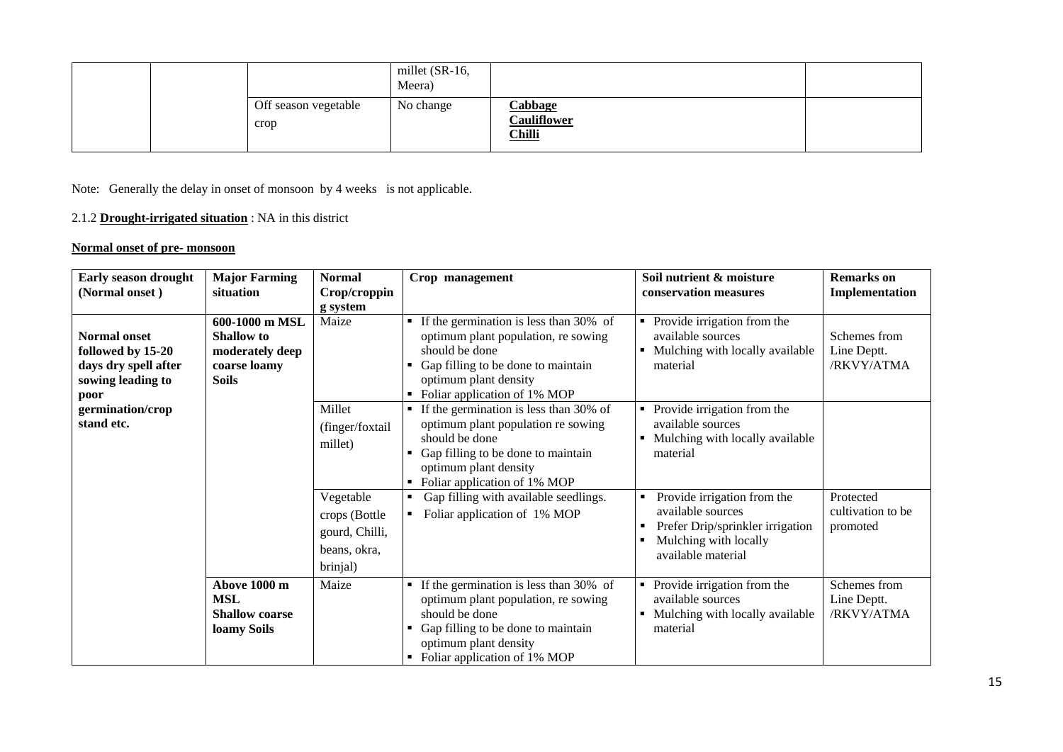| | | | millet (SR-16, Meera) | | |
|---|---|---|---|---|---|
| | | Off season vegetable crop | No change | **Cabbage** **Cauliflower** **Chilli** | |

Note: Generally the delay in onset of monsoon by 4 weeks is not applicable.

2.1.2 **Drought-irrigated situation** : NA in this district

**Normal onset of pre- monsoon**

| Early season drought (Normal onset ) | Major Farming situation | Normal Crop/cropping system | Crop management | Soil nutrient & moisture conservation measures | Remarks on Implementation |
|---|---|---|---|---|---|
| **Normal onset followed by 15-20 days dry spell after sowing leading to poor germination/crop stand etc.** | **600-1000 m MSL Shallow to moderately deep coarse loamy Soils** | Maize | ▪ If the germination is less than 30% of optimum plant population, re sowing should be done<br>▪ Gap filling to be done to maintain optimum plant density<br>▪ Foliar application of 1% MOP | ▪ Provide irrigation from the available sources<br>▪ Mulching with locally available material | Schemes from Line Deptt. /RKVY/ATMA |
| | | Millet (finger/foxtail millet) | ▪ If the germination is less than 30% of optimum plant population re sowing should be done<br>▪ Gap filling to be done to maintain optimum plant density<br>▪ Foliar application of 1% MOP | ▪ Provide irrigation from the available sources<br>▪ Mulching with locally available material | |
| | | Vegetable crops (Bottle gourd, Chilli, beans, okra, brinjal) | ▪ Gap filling with available seedlings.<br>▪ Foliar application of 1% MOP | ▪ Provide irrigation from the available sources<br>▪ Prefer Drip/sprinkler irrigation<br>▪ Mulching with locally available material | Protected cultivation to be promoted |
| | **Above 1000 m MSL Shallow coarse loamy Soils** | Maize | ▪ If the germination is less than 30% of optimum plant population, re sowing should be done<br>▪ Gap filling to be done to maintain optimum plant density<br>▪ Foliar application of 1% MOP | ▪ Provide irrigation from the available sources<br>▪ Mulching with locally available material | Schemes from Line Deptt. /RKVY/ATMA |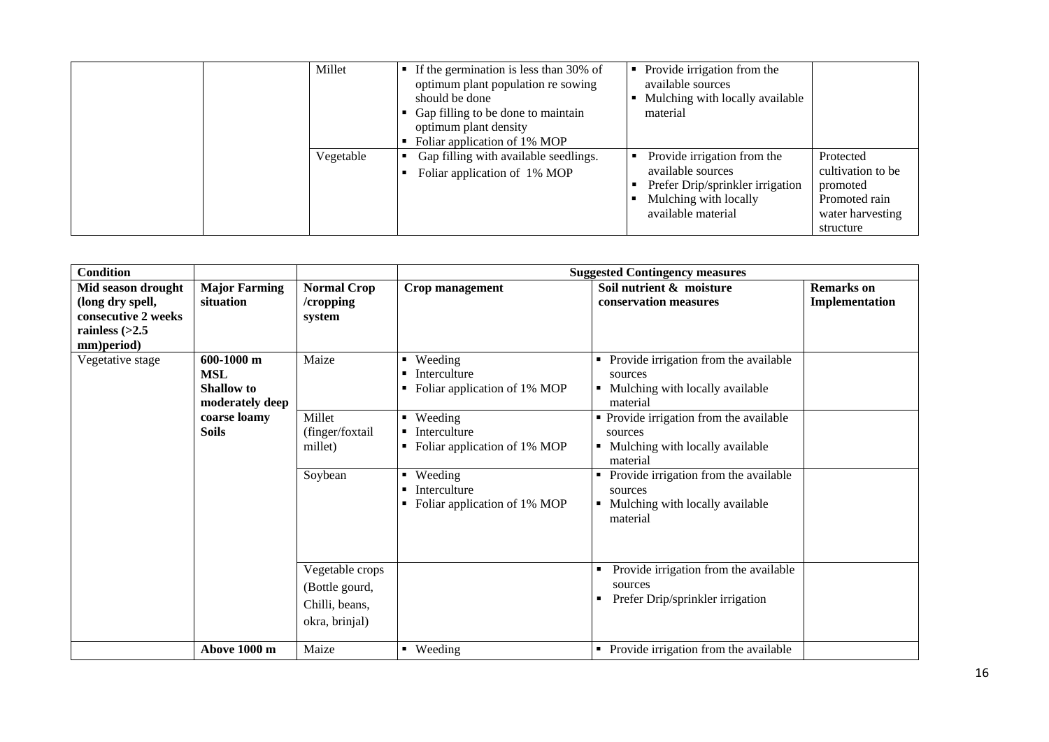| | | | | | |
|---|---|---|---|---|---|
| | | Millet | ▪ If the germination is less than 30% of optimum plant population re sowing should be done<br>▪ Gap filling to be done to maintain optimum plant density<br>▪ Foliar application of 1% MOP | ▪ Provide irrigation from the available sources<br>▪ Mulching with locally available material | |
| | | Vegetable | ▪ Gap filling with available seedlings.<br>▪ Foliar application of 1% MOP | ▪ Provide irrigation from the available sources<br>▪ Prefer Drip/sprinkler irrigation<br>▪ Mulching with locally available material | Protected cultivation to be promoted<br>Promoted rain water harvesting structure |

| **Condition** | | | **Suggested Contingency measures** | | |
|---|---|---|---|---|---|
| **Mid season drought (long dry spell, consecutive 2 weeks rainless (>2.5 mm)period)** | **Major Farming situation** | **Normal Crop /cropping system** | **Crop management** | **Soil nutrient & moisture conservation measures** | **Remarks on Implementation** |
| Vegetative stage | **600-1000 m MSL Shallow to moderately deep coarse loamy Soils** | Maize | ▪ Weeding<br>▪ Interculture<br>▪ Foliar application of 1% MOP | ▪ Provide irrigation from the available sources<br>▪ Mulching with locally available material | |
| | | Millet (finger/foxtail millet) | ▪ Weeding<br>▪ Interculture<br>▪ Foliar application of 1% MOP | ▪ Provide irrigation from the available sources<br>▪ Mulching with locally available material | |
| | | Soybean | ▪ Weeding<br>▪ Interculture<br>▪ Foliar application of 1% MOP | ▪ Provide irrigation from the available sources<br>▪ Mulching with locally available material | |
| | | Vegetable crops (Bottle gourd, Chilli, beans, okra, brinjal) | | ▪ Provide irrigation from the available sources<br>▪ Prefer Drip/sprinkler irrigation | |
| | **Above 1000 m** | Maize | ▪ Weeding | ▪ Provide irrigation from the available | |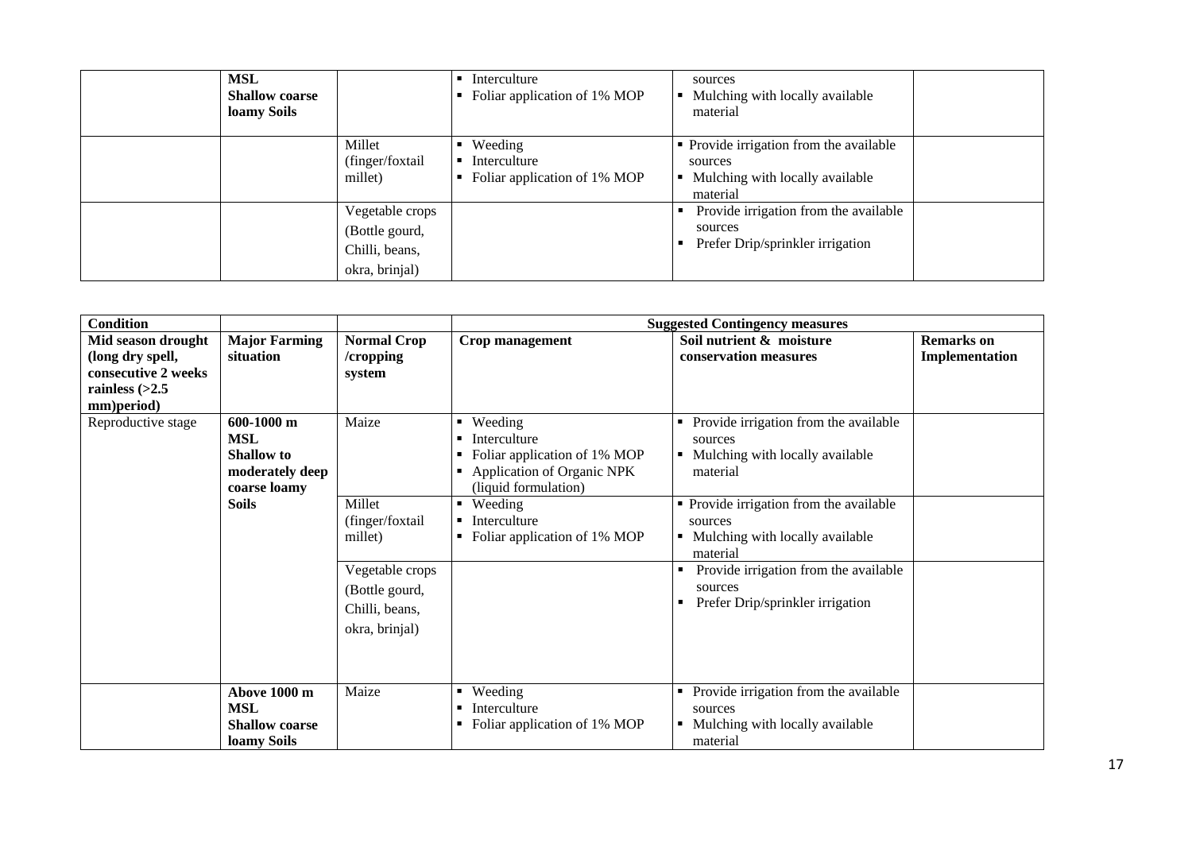| | | | | | |
|---|---|---|---|---|---|
| | MSL<br>**Shallow coarse loamy Soils** | | ▪ Interculture<br>▪ Foliar application of 1% MOP | sources<br>▪ Mulching with locally available material | |
| | | Millet (finger/foxtail millet) | ▪ Weeding<br>▪ Interculture<br>▪ Foliar application of 1% MOP | ▪ Provide irrigation from the available sources<br>▪ Mulching with locally available material | |
| | | Vegetable crops (Bottle gourd, Chilli, beans, okra, brinjal) | | ▪ Provide irrigation from the available sources<br>▪ Prefer Drip/sprinkler irrigation | |

| **Condition** | | | **Suggested Contingency measures** | | |
|---|---|---|---|---|---|
| **Mid season drought (long dry spell, consecutive 2 weeks rainless (>2.5 mm)period)** | **Major Farming situation** | **Normal Crop /cropping system** | **Crop management** | **Soil nutrient & moisture conservation measures** | **Remarks on Implementation** |
| Reproductive stage | **600-1000 m MSL Shallow to moderately deep coarse loamy Soils** | Maize | ▪ Weeding<br>▪ Interculture<br>▪ Foliar application of 1% MOP<br>▪ Application of Organic NPK (liquid formulation) | ▪ Provide irrigation from the available sources<br>▪ Mulching with locally available material | |
| | | Millet (finger/foxtail millet) | ▪ Weeding<br>▪ Interculture<br>▪ Foliar application of 1% MOP | ▪ Provide irrigation from the available sources<br>▪ Mulching with locally available material | |
| | | Vegetable crops (Bottle gourd, Chilli, beans, okra, brinjal) | | ▪ Provide irrigation from the available sources<br>▪ Prefer Drip/sprinkler irrigation | |
| | **Above 1000 m MSL Shallow coarse loamy Soils** | Maize | ▪ Weeding<br>▪ Interculture<br>▪ Foliar application of 1% MOP | ▪ Provide irrigation from the available sources<br>▪ Mulching with locally available material | |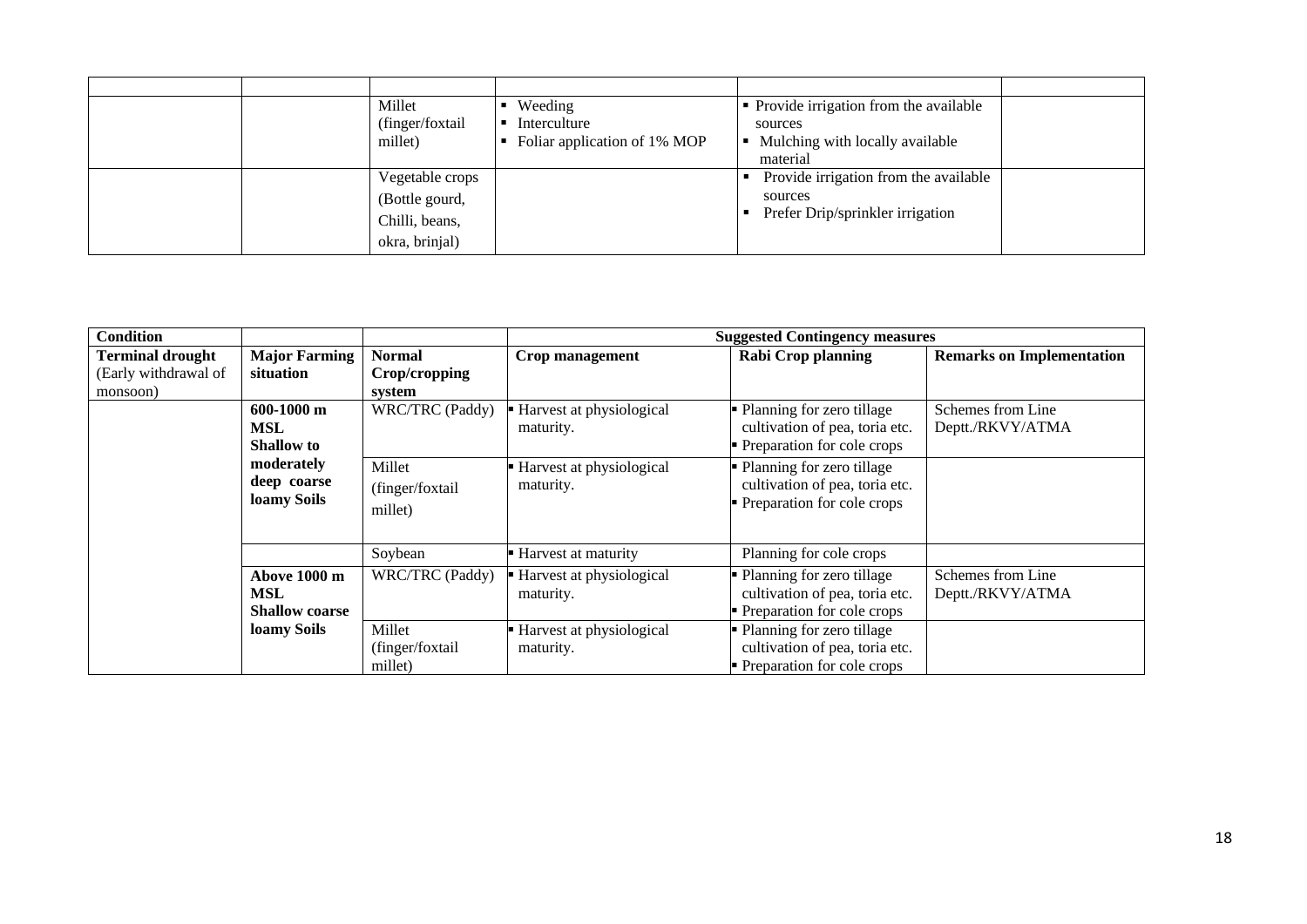| | | | | | |
|---|---|---|---|---|---|
| | | Millet (finger/foxtail millet) | ▪ Weeding<br>▪ Interculture<br>▪ Foliar application of 1% MOP | ▪ Provide irrigation from the available sources<br>▪ Mulching with locally available material | |
| | | Vegetable crops (Bottle gourd, Chilli, beans, okra, brinjal) | | ▪ Provide irrigation from the available sources<br>▪ Prefer Drip/sprinkler irrigation | |

| Condition | | | Suggested Contingency measures | | |
|---|---|---|---|---|---|
| **Terminal drought** (Early withdrawal of monsoon) | **Major Farming situation** | **Normal Crop/cropping system** | **Crop management** | **Rabi Crop planning** | **Remarks on Implementation** |
| | **600-1000 m MSL Shallow to moderately deep coarse loamy Soils** | WRC/TRC (Paddy) | ▪ Harvest at physiological maturity. | ▪ Planning for zero tillage cultivation of pea, toria etc.<br>▪ Preparation for cole crops | Schemes from Line Deptt./RKVY/ATMA |
| | | Millet (finger/foxtail millet) | ▪ Harvest at physiological maturity. | ▪ Planning for zero tillage cultivation of pea, toria etc.<br>▪ Preparation for cole crops | |
| | | Soybean | ▪ Harvest at maturity | Planning for cole crops | |
| | **Above 1000 m MSL Shallow coarse loamy Soils** | WRC/TRC (Paddy) | ▪ Harvest at physiological maturity. | ▪ Planning for zero tillage cultivation of pea, toria etc.<br>▪ Preparation for cole crops | Schemes from Line Deptt./RKVY/ATMA |
| | | Millet (finger/foxtail millet) | ▪ Harvest at physiological maturity. | ▪ Planning for zero tillage cultivation of pea, toria etc.<br>▪ Preparation for cole crops | |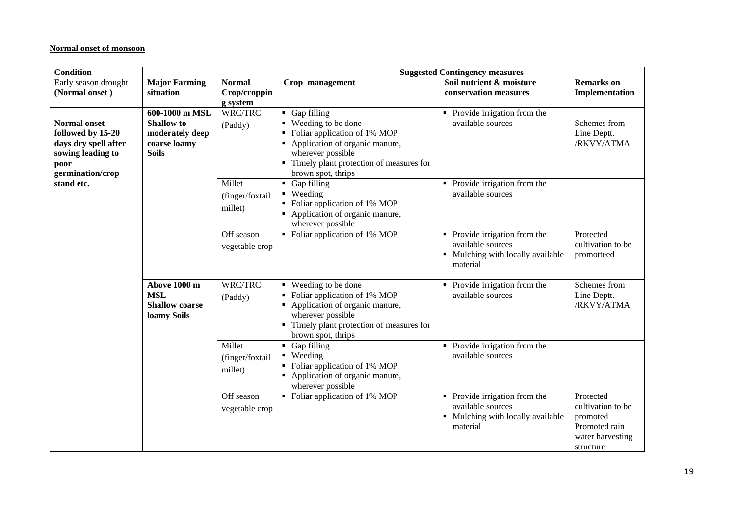**Normal onset of monsoon**

| Condition | | | Suggested Contingency measures | | |
|---|---|---|---|---|---|
| Early season drought (Normal onset ) | **Major Farming situation** | **Normal Crop/cropping system** | **Crop management** | **Soil nutrient & moisture conservation measures** | **Remarks on Implementation** |
| **Normal onset followed by 15-20 days dry spell after sowing leading to poor germination/crop stand etc.** | **600-1000 m MSL Shallow to moderately deep coarse loamy Soils** | WRC/TRC (Paddy) | ▪ Gap filling<br>▪ Weeding to be done<br>▪ Foliar application of 1% MOP<br>▪ Application of organic manure, wherever possible<br>▪ Timely plant protection of measures for brown spot, thrips | ▪ Provide irrigation from the available sources | Schemes from Line Deptt. /RKVY/ATMA |
| | | Millet (finger/foxtail millet) | ▪ Gap filling<br>▪ Weeding<br>▪ Foliar application of 1% MOP<br>▪ Application of organic manure, wherever possible | ▪ Provide irrigation from the available sources | |
| | | Off season vegetable crop | ▪ Foliar application of 1% MOP | ▪ Provide irrigation from the available sources<br>▪ Mulching with locally available material | Protected cultivation to be promotteed |
| | **Above 1000 m MSL Shallow coarse loamy Soils** | WRC/TRC (Paddy) | ▪ Weeding to be done<br>▪ Foliar application of 1% MOP<br>▪ Application of organic manure, wherever possible<br>▪ Timely plant protection of measures for brown spot, thrips | ▪ Provide irrigation from the available sources | Schemes from Line Deptt. /RKVY/ATMA |
| | | Millet (finger/foxtail millet) | ▪ Gap filling<br>▪ Weeding<br>▪ Foliar application of 1% MOP<br>▪ Application of organic manure, wherever possible | ▪ Provide irrigation from the available sources | |
| | | Off season vegetable crop | ▪ Foliar application of 1% MOP | ▪ Provide irrigation from the available sources<br>▪ Mulching with locally available material | Protected cultivation to be promoted<br>Promoted rain water harvesting structure |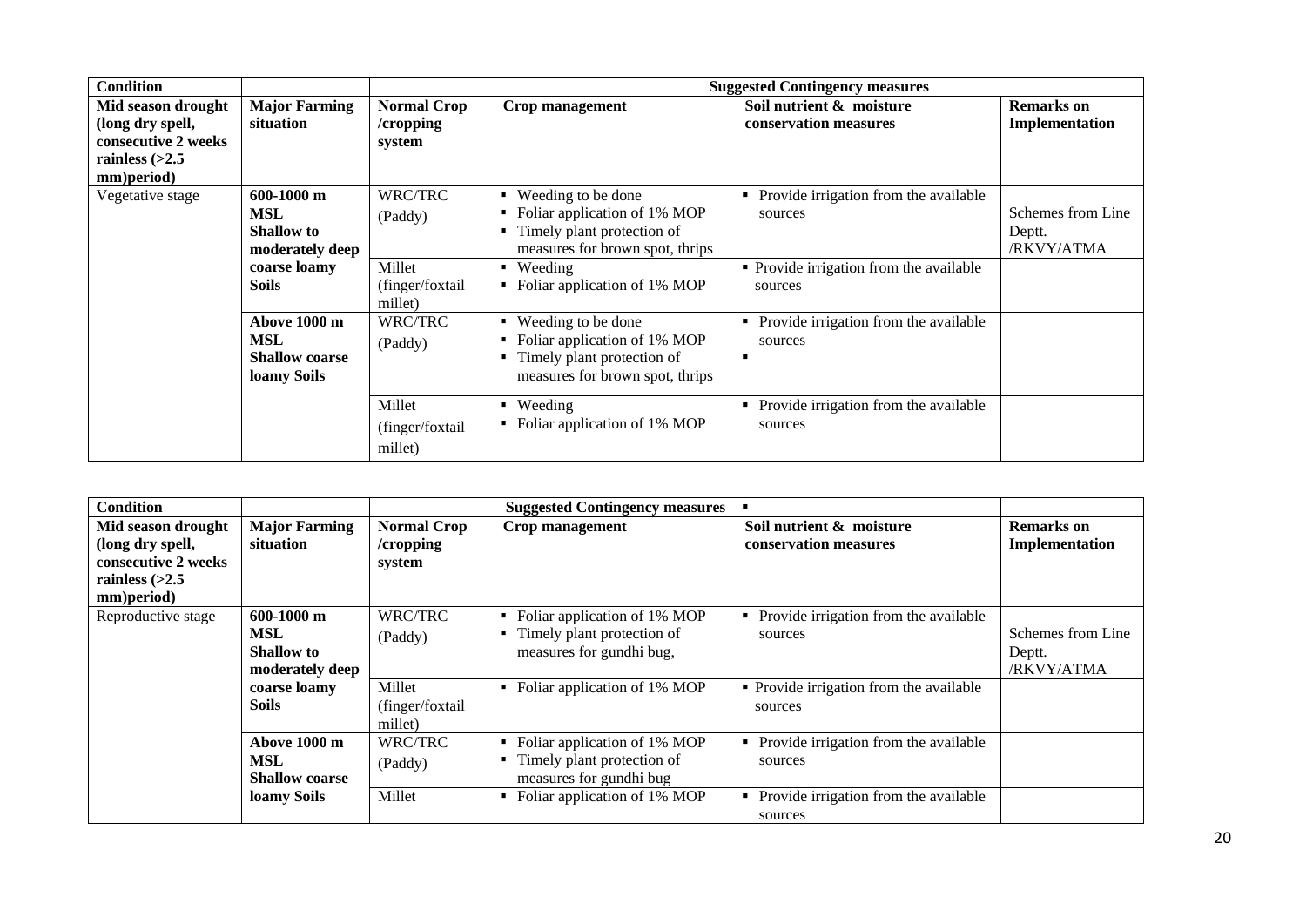| Condition | | | Suggested Contingency measures | | |
|---|---|---|---|---|---|
| **Mid season drought (long dry spell, consecutive 2 weeks rainless (>2.5 mm)period)** | **Major Farming situation** | **Normal Crop /cropping system** | **Crop management** | **Soil nutrient & moisture conservation measures** | **Remarks on Implementation** |
| Vegetative stage | **600-1000 m MSL Shallow to moderately deep coarse loamy Soils** | WRC/TRC (Paddy) | ▪ Weeding to be done ▪ Foliar application of 1% MOP ▪ Timely plant protection of measures for brown spot, thrips | ▪ Provide irrigation from the available sources | Schemes from Line Deptt. /RKVY/ATMA |
| | | Millet (finger/foxtail millet) | ▪ Weeding ▪ Foliar application of 1% MOP | ▪ Provide irrigation from the available sources | |
| | **Above 1000 m MSL Shallow coarse loamy Soils** | WRC/TRC (Paddy) | ▪ Weeding to be done ▪ Foliar application of 1% MOP ▪ Timely plant protection of measures for brown spot, thrips | ▪ Provide irrigation from the available sources ▪ | |
| | | Millet (finger/foxtail millet) | ▪ Weeding ▪ Foliar application of 1% MOP | ▪ Provide irrigation from the available sources | |

| Condition | | | Suggested Contingency measures | ▪ | |
|---|---|---|---|---|---|
| **Mid season drought (long dry spell, consecutive 2 weeks rainless (>2.5 mm)period)** | **Major Farming situation** | **Normal Crop /cropping system** | **Crop management** | **Soil nutrient & moisture conservation measures** | **Remarks on Implementation** |
| Reproductive stage | **600-1000 m MSL Shallow to moderately deep coarse loamy Soils** | WRC/TRC (Paddy) | ▪ Foliar application of 1% MOP ▪ Timely plant protection of measures for gundhi bug, | ▪ Provide irrigation from the available sources | Schemes from Line Deptt. /RKVY/ATMA |
| | | Millet (finger/foxtail millet) | ▪ Foliar application of 1% MOP | ▪ Provide irrigation from the available sources | |
| | **Above 1000 m MSL Shallow coarse loamy Soils** | WRC/TRC (Paddy) | ▪ Foliar application of 1% MOP ▪ Timely plant protection of measures for gundhi bug | ▪ Provide irrigation from the available sources | |
| | | Millet | ▪ Foliar application of 1% MOP | ▪ Provide irrigation from the available sources | |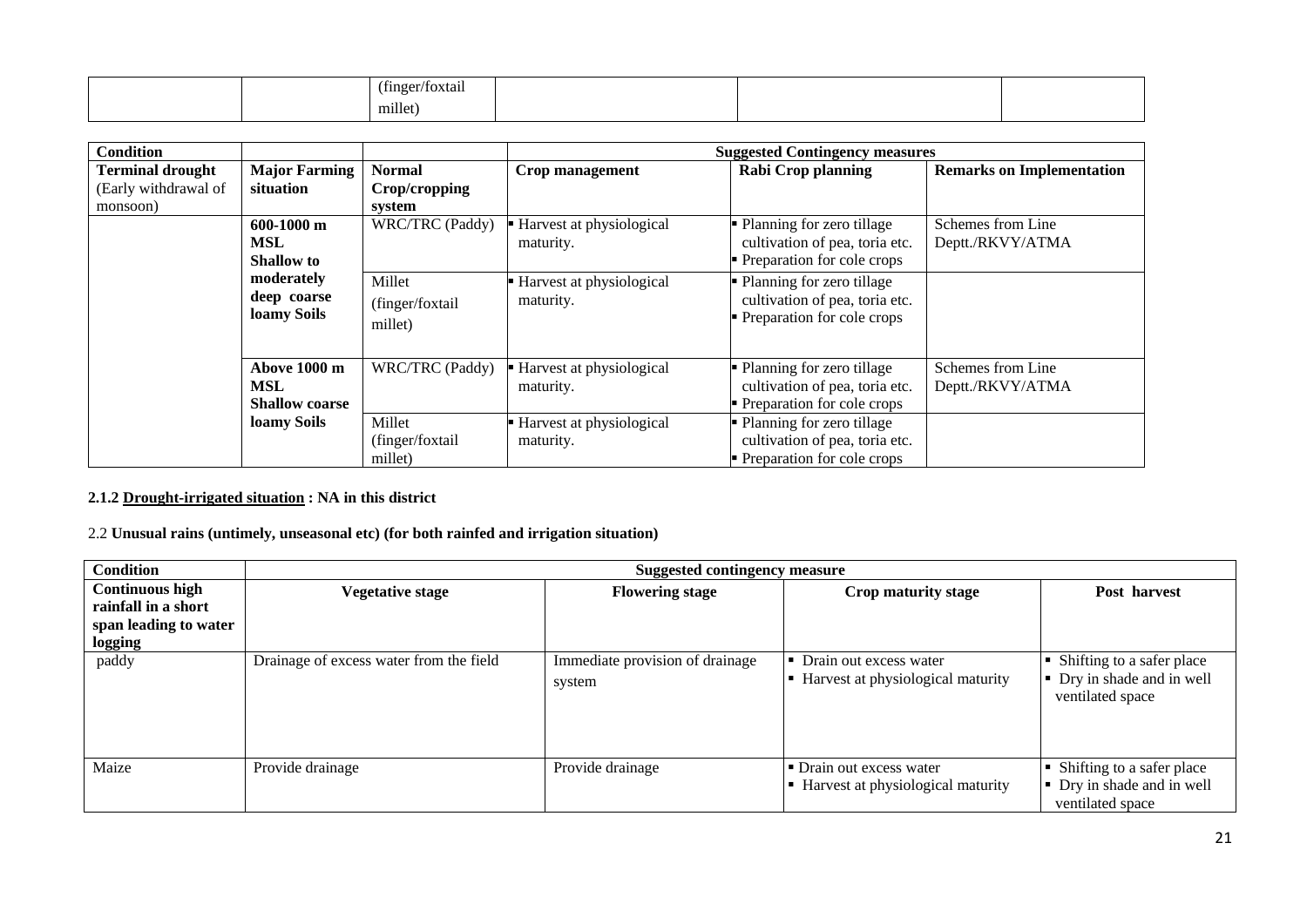| | | (finger/foxtail millet) | | | |
|---|---|---|---|---|---|

| Condition | | | Suggested Contingency measures | | |
|---|---|---|---|---|---|
| **Terminal drought** (Early withdrawal of monsoon) | **Major Farming situation** | **Normal Crop/cropping system** | **Crop management** | **Rabi Crop planning** | **Remarks on Implementation** |
| | **600-1000 m MSL Shallow to moderately deep coarse loamy Soils** | WRC/TRC (Paddy) | ▪ Harvest at physiological maturity. | ▪ Planning for zero tillage cultivation of pea, toria etc. ▪ Preparation for cole crops | Schemes from Line Deptt./RKVY/ATMA |
| | | Millet (finger/foxtail millet) | ▪ Harvest at physiological maturity. | ▪ Planning for zero tillage cultivation of pea, toria etc. ▪ Preparation for cole crops | |
| | **Above 1000 m MSL Shallow coarse loamy Soils** | WRC/TRC (Paddy) | ▪ Harvest at physiological maturity. | ▪ Planning for zero tillage cultivation of pea, toria etc. ▪ Preparation for cole crops | Schemes from Line Deptt./RKVY/ATMA |
| | | Millet (finger/foxtail millet) | ▪ Harvest at physiological maturity. | ▪ Planning for zero tillage cultivation of pea, toria etc. ▪ Preparation for cole crops | |

**2.1.2 Drought-irrigated situation : NA in this district**

2.2 **Unusual rains (untimely, unseasonal etc) (for both rainfed and irrigation situation)**

| Condition | Suggested contingency measure | | | |
|---|---|---|---|---|
| **Continuous high rainfall in a short span leading to water logging** | **Vegetative stage** | **Flowering stage** | **Crop maturity stage** | **Post harvest** |
| paddy | Drainage of excess water from the field | Immediate provision of drainage system | ▪ Drain out excess water ▪ Harvest at physiological maturity | ▪ Shifting to a safer place ▪ Dry in shade and in well ventilated space |
| Maize | Provide drainage | Provide drainage | ▪ Drain out excess water ▪ Harvest at physiological maturity | ▪ Shifting to a safer place ▪ Dry in shade and in well ventilated space |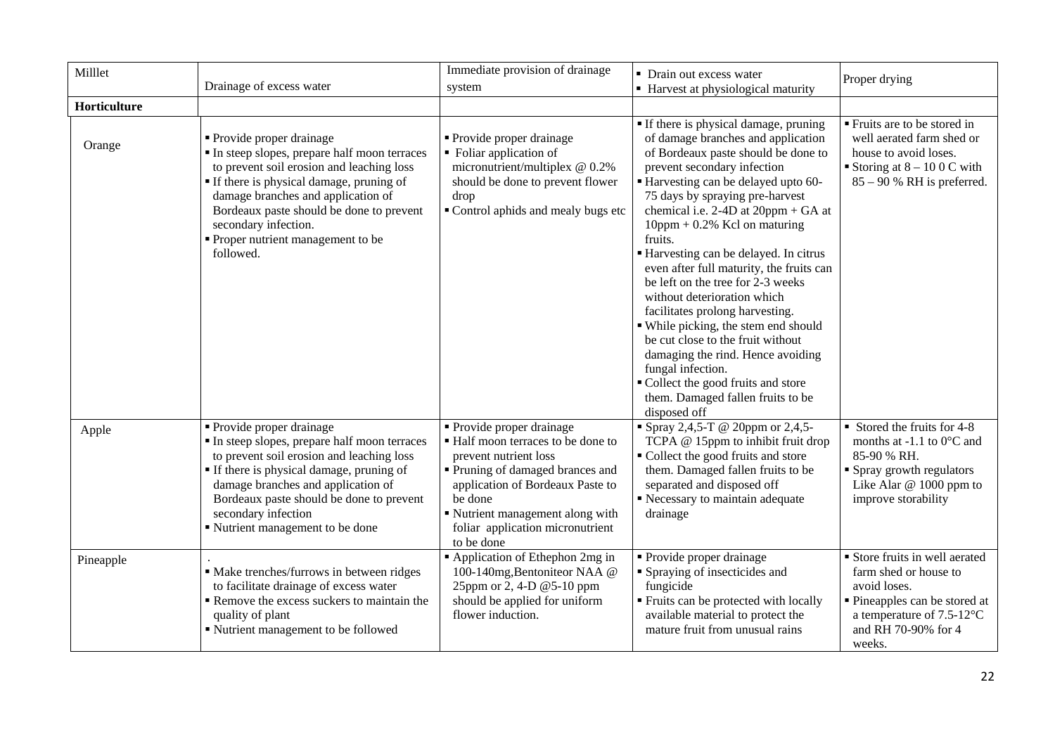| | | | | |
|---|---|---|---|---|
| Milllet | Drainage of excess water | Immediate provision of drainage system | ▪ Drain out excess water<br>▪ Harvest at physiological maturity | Proper drying |
| **Horticulture** | | | | |
| Orange | ▪ Provide proper drainage<br>▪ In steep slopes, prepare half moon terraces to prevent soil erosion and leaching loss<br>▪ If there is physical damage, pruning of damage branches and application of Bordeaux paste should be done to prevent secondary infection.<br>▪ Proper nutrient management to be followed. | ▪ Provide proper drainage<br>▪ Foliar application of micronutrient/multiplex @ 0.2% should be done to prevent flower drop<br>▪ Control aphids and mealy bugs etc | ▪ If there is physical damage, pruning of damage branches and application of Bordeaux paste should be done to prevent secondary infection<br>▪ Harvesting can be delayed upto 60-75 days by spraying pre-harvest chemical i.e. 2-4D at 20ppm + GA at 10ppm + 0.2% Kcl on maturing fruits.<br>▪ Harvesting can be delayed. In citrus even after full maturity, the fruits can be left on the tree for 2-3 weeks without deterioration which facilitates prolong harvesting.<br>▪ While picking, the stem end should be cut close to the fruit without damaging the rind. Hence avoiding fungal infection.<br>▪ Collect the good fruits and store them. Damaged fallen fruits to be disposed off | ▪ Fruits are to be stored in well aerated farm shed or house to avoid loses.<br>▪ Storing at 8 – 10 0 C with 85 – 90 % RH is preferred. |
| Apple | ▪ Provide proper drainage<br>▪ In steep slopes, prepare half moon terraces to prevent soil erosion and leaching loss<br>▪ If there is physical damage, pruning of damage branches and application of Bordeaux paste should be done to prevent secondary infection<br>▪ Nutrient management to be done | ▪ Provide proper drainage<br>▪ Half moon terraces to be done to prevent nutrient loss<br>▪ Pruning of damaged brances and application of Bordeaux Paste to be done<br>▪ Nutrient management along with foliar application micronutrient to be done | ▪ Spray 2,4,5-T @ 20ppm or 2,4,5-TCPA @ 15ppm to inhibit fruit drop<br>▪ Collect the good fruits and store them. Damaged fallen fruits to be separated and disposed off<br>▪ Necessary to maintain adequate drainage | ▪ Stored the fruits for 4-8 months at -1.1 to 0°C and 85-90 % RH.<br>▪ Spray growth regulators Like Alar @ 1000 ppm to improve storability |
| Pineapple | .<br>▪ Make trenches/furrows in between ridges to facilitate drainage of excess water<br>▪ Remove the excess suckers to maintain the quality of plant<br>▪ Nutrient management to be followed | ▪ Application of Ethephon 2mg in 100-140mg,Bentoniteor NAA @ 25ppm or 2, 4-D @5-10 ppm should be applied for uniform flower induction. | ▪ Provide proper drainage<br>▪ Spraying of insecticides and fungicide<br>▪ Fruits can be protected with locally available material to protect the mature fruit from unusual rains | ▪ Store fruits in well aerated farm shed or house to avoid loses.<br>▪ Pineapples can be stored at a temperature of 7.5-12°C and RH 70-90% for 4 weeks. |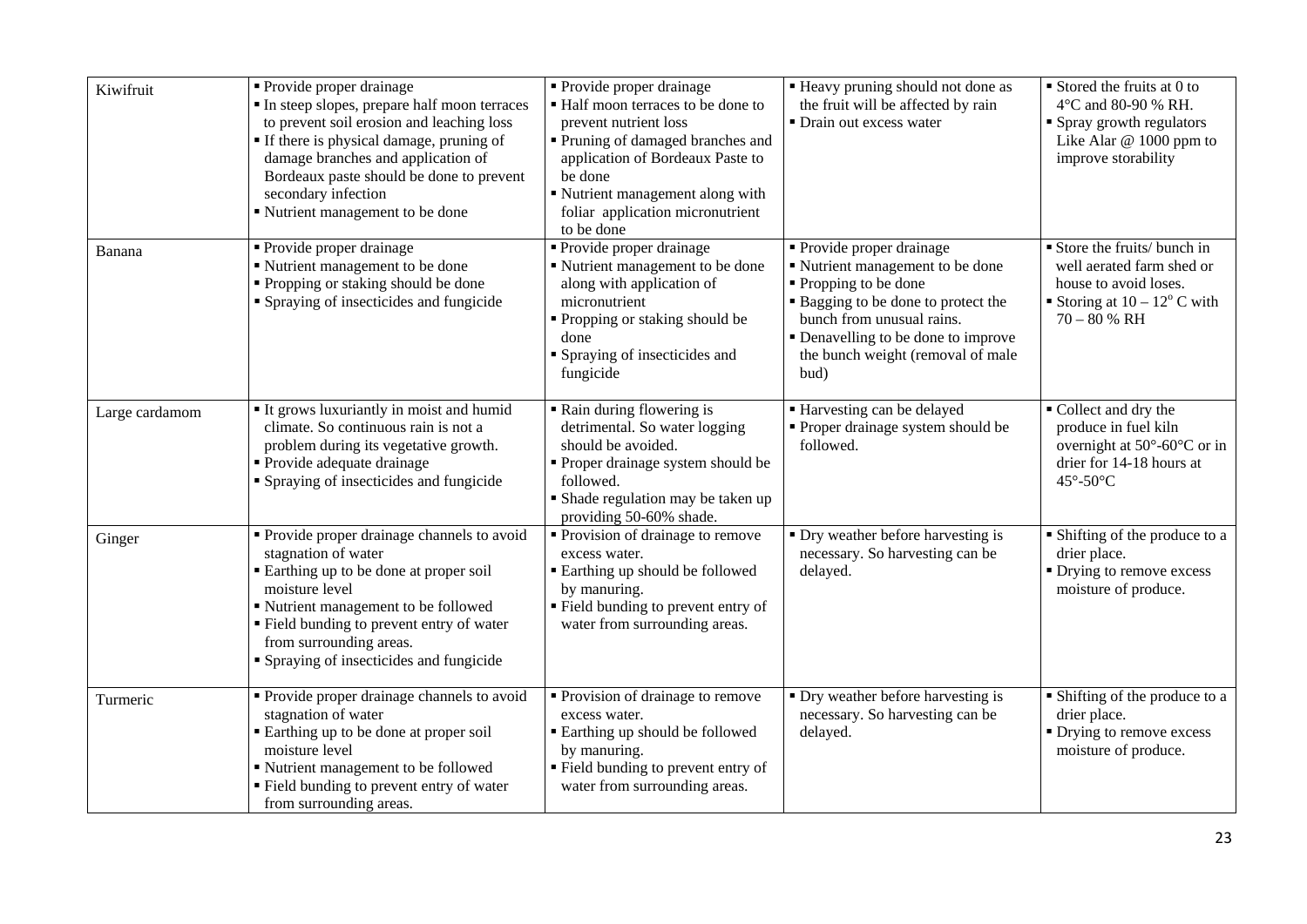| Kiwifruit | ▪ Provide proper drainage<br>▪ In steep slopes, prepare half moon terraces to prevent soil erosion and leaching loss<br>▪ If there is physical damage, pruning of damage branches and application of Bordeaux paste should be done to prevent secondary infection<br>▪ Nutrient management to be done | ▪ Provide proper drainage<br>▪ Half moon terraces to be done to prevent nutrient loss<br>▪ Pruning of damaged branches and application of Bordeaux Paste to be done<br>▪ Nutrient management along with foliar application micronutrient to be done | ▪ Heavy pruning should not done as the fruit will be affected by rain<br>▪ Drain out excess water | ▪ Stored the fruits at 0 to 4°C and 80-90 % RH.<br>▪ Spray growth regulators Like Alar @ 1000 ppm to improve storability |
|---|---|---|---|---|
| Banana | ▪ Provide proper drainage<br>▪ Nutrient management to be done<br>▪ Propping or staking should be done<br>▪ Spraying of insecticides and fungicide | ▪ Provide proper drainage<br>▪ Nutrient management to be done along with application of micronutrient<br>▪ Propping or staking should be done<br>▪ Spraying of insecticides and fungicide | ▪ Provide proper drainage<br>▪ Nutrient management to be done<br>▪ Propping to be done<br>▪ Bagging to be done to protect the bunch from unusual rains.<br>▪ Denavelling to be done to improve the bunch weight (removal of male bud) | ▪ Store the fruits/ bunch in well aerated farm shed or house to avoid loses.<br>▪ Storing at $10 - 12^{o}$ C with 70 – 80 % RH |
| Large cardamom | ▪ It grows luxuriantly in moist and humid climate. So continuous rain is not a problem during its vegetative growth.<br>▪ Provide adequate drainage<br>▪ Spraying of insecticides and fungicide | ▪ Rain during flowering is detrimental. So water logging should be avoided.<br>▪ Proper drainage system should be followed.<br>▪ Shade regulation may be taken up providing 50-60% shade. | ▪ Harvesting can be delayed<br>▪ Proper drainage system should be followed. | ▪ Collect and dry the produce in fuel kiln overnight at 50°-60°C or in drier for 14-18 hours at 45°-50°C |
| Ginger | ▪ Provide proper drainage channels to avoid stagnation of water<br>▪ Earthing up to be done at proper soil moisture level<br>▪ Nutrient management to be followed<br>▪ Field bunding to prevent entry of water from surrounding areas.<br>▪ Spraying of insecticides and fungicide | ▪ Provision of drainage to remove excess water.<br>▪ Earthing up should be followed by manuring.<br>▪ Field bunding to prevent entry of water from surrounding areas. | ▪ Dry weather before harvesting is necessary. So harvesting can be delayed. | ▪ Shifting of the produce to a drier place.<br>▪ Drying to remove excess moisture of produce. |
| Turmeric | ▪ Provide proper drainage channels to avoid stagnation of water<br>▪ Earthing up to be done at proper soil moisture level<br>▪ Nutrient management to be followed<br>▪ Field bunding to prevent entry of water from surrounding areas. | ▪ Provision of drainage to remove excess water.<br>▪ Earthing up should be followed by manuring.<br>▪ Field bunding to prevent entry of water from surrounding areas. | ▪ Dry weather before harvesting is necessary. So harvesting can be delayed. | ▪ Shifting of the produce to a drier place.<br>▪ Drying to remove excess moisture of produce. |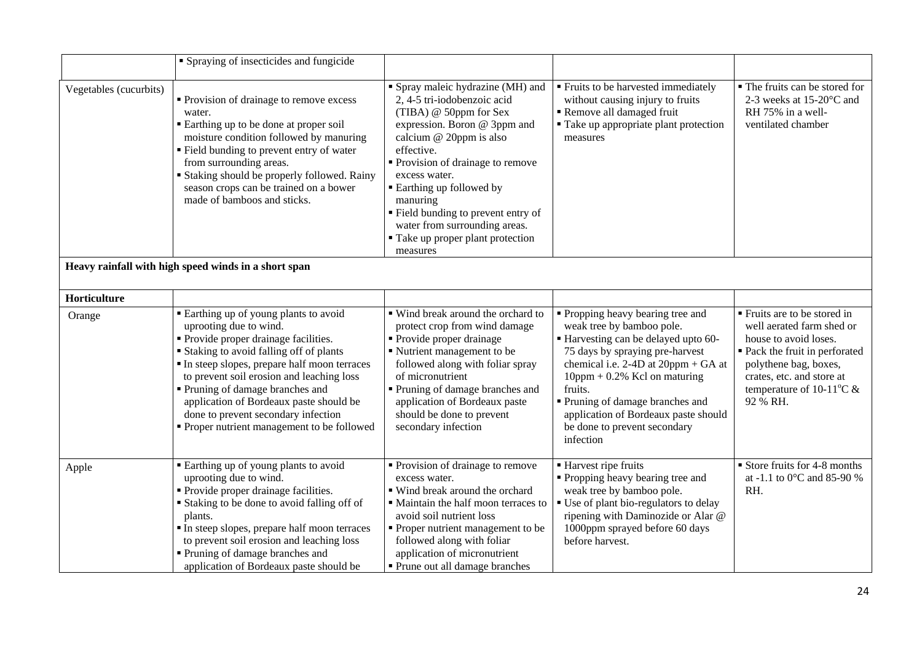| | | | | |
|---|---|---|---|---|
| | ▪ Spraying of insecticides and fungicide | | | |
| Vegetables (cucurbits) | ▪ Provision of drainage to remove excess water.<br>▪ Earthing up to be done at proper soil moisture condition followed by manuring<br>▪ Field bunding to prevent entry of water from surrounding areas.<br>▪ Staking should be properly followed. Rainy season crops can be trained on a bower made of bamboos and sticks. | ▪ Spray maleic hydrazine (MH) and 2, 4-5 tri-iodobenzoic acid (TIBA) @ 50ppm for Sex expression. Boron @ 3ppm and calcium @ 20ppm is also effective.<br>▪ Provision of drainage to remove excess water.<br>▪ Earthing up followed by manuring<br>▪ Field bunding to prevent entry of water from surrounding areas.<br>▪ Take up proper plant protection measures | ▪ Fruits to be harvested immediately without causing injury to fruits<br>▪ Remove all damaged fruit<br>▪ Take up appropriate plant protection measures | ▪ The fruits can be stored for 2-3 weeks at 15-20°C and RH 75% in a well-ventilated chamber |
| **Heavy rainfall with high speed winds in a short span** | | | | |
| **Horticulture** | | | | |
| Orange | ▪ Earthing up of young plants to avoid uprooting due to wind.<br>▪ Provide proper drainage facilities.<br>▪ Staking to avoid falling off of plants<br>▪ In steep slopes, prepare half moon terraces to prevent soil erosion and leaching loss<br>▪ Pruning of damage branches and application of Bordeaux paste should be done to prevent secondary infection<br>▪ Proper nutrient management to be followed | ▪ Wind break around the orchard to protect crop from wind damage<br>▪ Provide proper drainage<br>▪ Nutrient management to be followed along with foliar spray of micronutrient<br>▪ Pruning of damage branches and application of Bordeaux paste should be done to prevent secondary infection | ▪ Propping heavy bearing tree and weak tree by bamboo pole.<br>▪ Harvesting can be delayed upto 60-75 days by spraying pre-harvest chemical i.e. 2-4D at 20ppm + GA at 10ppm + 0.2% Kcl on maturing fruits.<br>▪ Pruning of damage branches and application of Bordeaux paste should be done to prevent secondary infection | ▪ Fruits are to be stored in well aerated farm shed or house to avoid loses.<br>▪ Pack the fruit in perforated polythene bag, boxes, crates, etc. and store at temperature of 10-11°C & 92 % RH. |
| Apple | ▪ Earthing up of young plants to avoid uprooting due to wind.<br>▪ Provide proper drainage facilities.<br>▪ Staking to be done to avoid falling off of plants.<br>▪ In steep slopes, prepare half moon terraces to prevent soil erosion and leaching loss<br>▪ Pruning of damage branches and application of Bordeaux paste should be | ▪ Provision of drainage to remove excess water.<br>▪ Wind break around the orchard<br>▪ Maintain the half moon terraces to avoid soil nutrient loss<br>▪ Proper nutrient management to be followed along with foliar application of micronutrient<br>▪ Prune out all damage branches | ▪ Harvest ripe fruits<br>▪ Propping heavy bearing tree and weak tree by bamboo pole.<br>▪ Use of plant bio-regulators to delay ripening with Daminozide or Alar @ 1000ppm sprayed before 60 days before harvest. | ▪ Store fruits for 4-8 months at -1.1 to 0°C and 85-90 % RH. |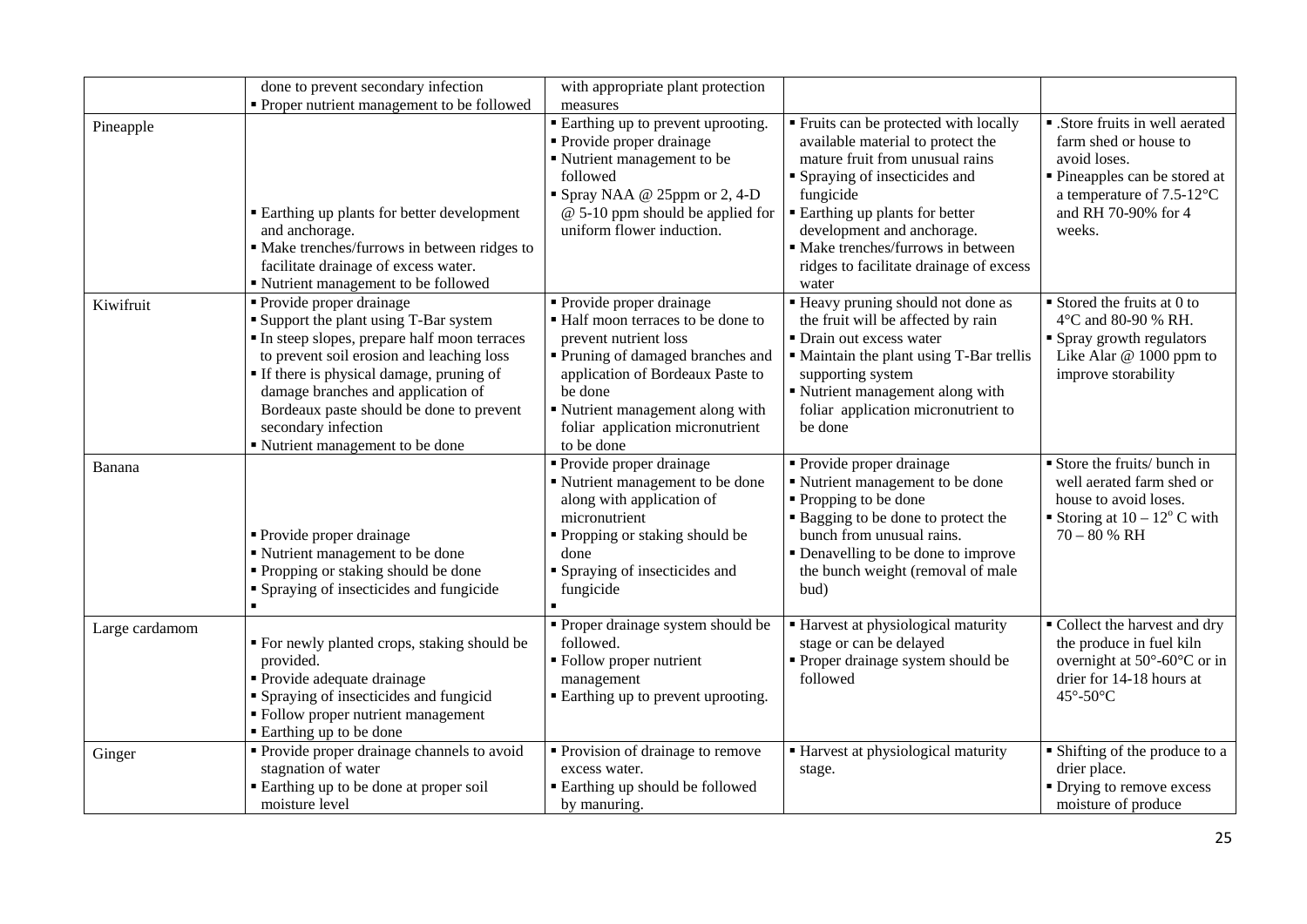| | | | | |
|---|---|---|---|---|
| | done to prevent secondary infection<br>▪ Proper nutrient management to be followed | with appropriate plant protection measures | | |
| Pineapple | ▪ Earthing up plants for better development and anchorage.<br>▪ Make trenches/furrows in between ridges to facilitate drainage of excess water.<br>▪ Nutrient management to be followed | ▪ Earthing up to prevent uprooting.<br>▪ Provide proper drainage<br>▪ Nutrient management to be followed<br>▪ Spray NAA @ 25ppm or 2, 4-D @ 5-10 ppm should be applied for uniform flower induction. | ▪ Fruits can be protected with locally available material to protect the mature fruit from unusual rains<br>▪ Spraying of insecticides and fungicide<br>▪ Earthing up plants for better development and anchorage.<br>▪ Make trenches/furrows in between ridges to facilitate drainage of excess water | ▪ .Store fruits in well aerated farm shed or house to avoid loses.<br>▪ Pineapples can be stored at a temperature of 7.5-12°C and RH 70-90% for 4 weeks. |
| Kiwifruit | ▪ Provide proper drainage<br>▪ Support the plant using T-Bar system<br>▪ In steep slopes, prepare half moon terraces to prevent soil erosion and leaching loss<br>▪ If there is physical damage, pruning of damage branches and application of Bordeaux paste should be done to prevent secondary infection<br>▪ Nutrient management to be done | ▪ Provide proper drainage<br>▪ Half moon terraces to be done to prevent nutrient loss<br>▪ Pruning of damaged branches and application of Bordeaux Paste to be done<br>▪ Nutrient management along with foliar application micronutrient to be done | ▪ Heavy pruning should not done as the fruit will be affected by rain<br>▪ Drain out excess water<br>▪ Maintain the plant using T-Bar trellis supporting system<br>▪ Nutrient management along with foliar application micronutrient to be done | ▪ Stored the fruits at 0 to 4°C and 80-90 % RH.<br>▪ Spray growth regulators Like Alar @ 1000 ppm to improve storability |
| Banana | ▪ Provide proper drainage<br>▪ Nutrient management to be done<br>▪ Propping or staking should be done<br>▪ Spraying of insecticides and fungicide<br>▪ | ▪ Provide proper drainage<br>▪ Nutrient management to be done along with application of micronutrient<br>▪ Propping or staking should be done<br>▪ Spraying of insecticides and fungicide<br>▪ | ▪ Provide proper drainage<br>▪ Nutrient management to be done<br>▪ Propping to be done<br>▪ Bagging to be done to protect the bunch from unusual rains.<br>▪ Denavelling to be done to improve the bunch weight (removal of male bud) | ▪ Store the fruits/ bunch in well aerated farm shed or house to avoid loses.<br>▪ Storing at 10 – 12° C with 70 – 80 % RH |
| Large cardamom | ▪ For newly planted crops, staking should be provided.<br>▪ Provide adequate drainage<br>▪ Spraying of insecticides and fungicid<br>▪ Follow proper nutrient management<br>▪ Earthing up to be done | ▪ Proper drainage system should be followed.<br>▪ Follow proper nutrient management<br>▪ Earthing up to prevent uprooting. | ▪ Harvest at physiological maturity stage or can be delayed<br>▪ Proper drainage system should be followed | ▪ Collect the harvest and dry the produce in fuel kiln overnight at 50°-60°C or in drier for 14-18 hours at 45°-50°C |
| Ginger | ▪ Provide proper drainage channels to avoid stagnation of water<br>▪ Earthing up to be done at proper soil moisture level | ▪ Provision of drainage to remove excess water.<br>▪ Earthing up should be followed by manuring. | ▪ Harvest at physiological maturity stage. | ▪ Shifting of the produce to a drier place.<br>▪ Drying to remove excess moisture of produce |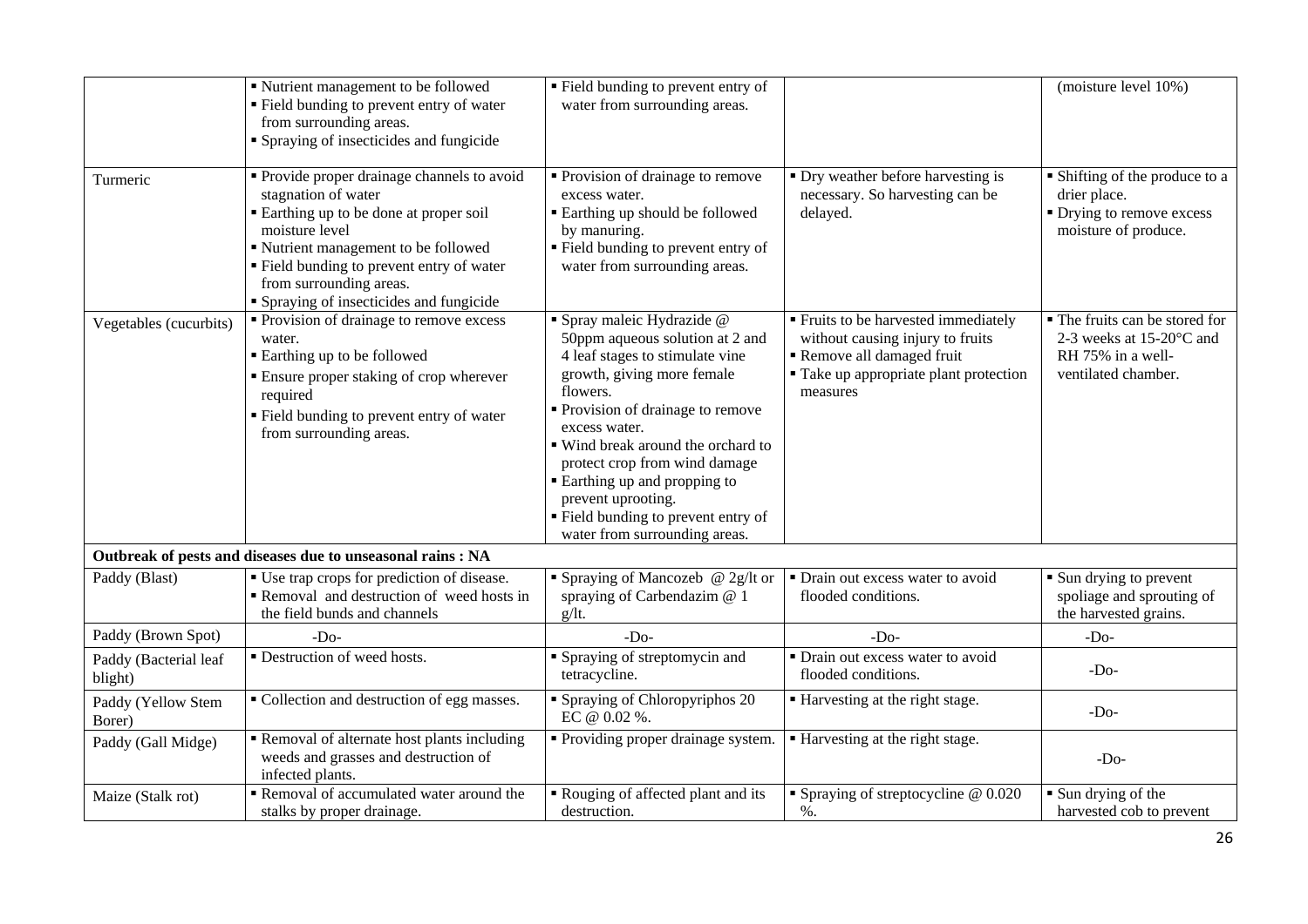| | | | | |
|---|---|---|---|---|
| | ▪ Nutrient management to be followed<br>▪ Field bunding to prevent entry of water from surrounding areas.<br>▪ Spraying of insecticides and fungicide | ▪ Field bunding to prevent entry of water from surrounding areas. | | (moisture level 10%) |
| Turmeric | ▪ Provide proper drainage channels to avoid stagnation of water<br>▪ Earthing up to be done at proper soil moisture level<br>▪ Nutrient management to be followed<br>▪ Field bunding to prevent entry of water from surrounding areas.<br>▪ Spraying of insecticides and fungicide | ▪ Provision of drainage to remove excess water.<br>▪ Earthing up should be followed by manuring.<br>▪ Field bunding to prevent entry of water from surrounding areas. | ▪ Dry weather before harvesting is necessary. So harvesting can be delayed. | ▪ Shifting of the produce to a drier place.<br>▪ Drying to remove excess moisture of produce. |
| Vegetables (cucurbits) | ▪ Provision of drainage to remove excess water.<br>▪ Earthing up to be followed<br>▪ Ensure proper staking of crop wherever required<br>▪ Field bunding to prevent entry of water from surrounding areas. | ▪ Spray maleic Hydrazide @ 50ppm aqueous solution at 2 and 4 leaf stages to stimulate vine growth, giving more female flowers.<br>▪ Provision of drainage to remove excess water.<br>▪ Wind break around the orchard to protect crop from wind damage<br>▪ Earthing up and propping to prevent uprooting.<br>▪ Field bunding to prevent entry of water from surrounding areas. | ▪ Fruits to be harvested immediately without causing injury to fruits<br>▪ Remove all damaged fruit<br>▪ Take up appropriate plant protection measures | ▪ The fruits can be stored for 2-3 weeks at 15-20°C and RH 75% in a well-ventilated chamber. |
| **Outbreak of pests and diseases due to unseasonal rains : NA** | | | | |
| Paddy (Blast) | ▪ Use trap crops for prediction of disease.<br>▪ Removal and destruction of weed hosts in the field bunds and channels | ▪ Spraying of Mancozeb @ 2g/lt or spraying of Carbendazim @ 1 g/lt. | ▪ Drain out excess water to avoid flooded conditions. | ▪ Sun drying to prevent spoliage and sprouting of the harvested grains. |
| Paddy (Brown Spot) | -Do- | -Do- | -Do- | -Do- |
| Paddy (Bacterial leaf blight) | ▪ Destruction of weed hosts. | ▪ Spraying of streptomycin and tetracycline. | ▪ Drain out excess water to avoid flooded conditions. | -Do- |
| Paddy (Yellow Stem Borer) | ▪ Collection and destruction of egg masses. | ▪ Spraying of Chloropyriphos 20 EC @ 0.02 %. | ▪ Harvesting at the right stage. | -Do- |
| Paddy (Gall Midge) | ▪ Removal of alternate host plants including weeds and grasses and destruction of infected plants. | ▪ Providing proper drainage system. | ▪ Harvesting at the right stage. | -Do- |
| Maize (Stalk rot) | ▪ Removal of accumulated water around the stalks by proper drainage. | ▪ Rouging of affected plant and its destruction. | ▪ Spraying of streptocycline @ 0.020 %. | ▪ Sun drying of the harvested cob to prevent |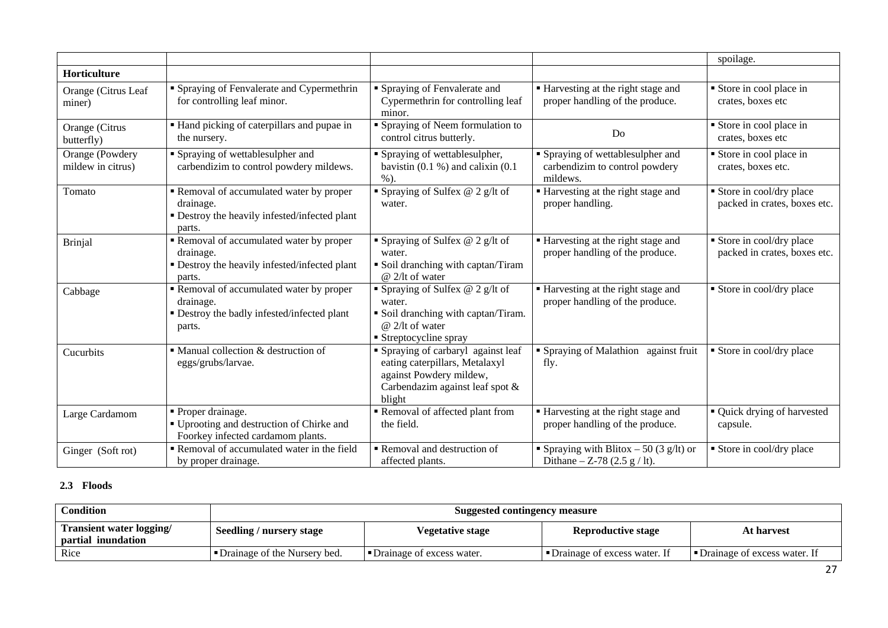| | | | | spoilage. |
|---|---|---|---|---|
| **Horticulture** | | | | |
| Orange (Citrus Leaf miner) | ▪ Spraying of Fenvalerate and Cypermethrin for controlling leaf minor. | ▪ Spraying of Fenvalerate and Cypermethrin for controlling leaf minor. | ▪ Harvesting at the right stage and proper handling of the produce. | ▪ Store in cool place in crates, boxes etc |
| Orange (Citrus butterfly) | ▪ Hand picking of caterpillars and pupae in the nursery. | ▪ Spraying of Neem formulation to control citrus butterly. | Do | ▪ Store in cool place in crates, boxes etc |
| Orange (Powdery mildew in citrus) | ▪ Spraying of wettablesulpher and carbendizim to control powdery mildews. | ▪ Spraying of wettablesulpher, bavistin (0.1 %) and calixin (0.1 %). | ▪ Spraying of wettablesulpher and carbendizim to control powdery mildews. | ▪ Store in cool place in crates, boxes etc. |
| Tomato | ▪ Removal of accumulated water by proper drainage.<br>▪ Destroy the heavily infested/infected plant parts. | ▪ Spraying of Sulfex @ 2 g/lt of water. | ▪ Harvesting at the right stage and proper handling. | ▪ Store in cool/dry place packed in crates, boxes etc. |
| Brinjal | ▪ Removal of accumulated water by proper drainage.<br>▪ Destroy the heavily infested/infected plant parts. | ▪ Spraying of Sulfex @ 2 g/lt of water.<br>▪ Soil dranching with captan/Tiram @ 2/lt of water | ▪ Harvesting at the right stage and proper handling of the produce. | ▪ Store in cool/dry place packed in crates, boxes etc. |
| Cabbage | ▪ Removal of accumulated water by proper drainage.<br>▪ Destroy the badly infested/infected plant parts. | ▪ Spraying of Sulfex @ 2 g/lt of water.<br>▪ Soil dranching with captan/Tiram. @ 2/lt of water<br>▪ Streptocycline spray | ▪ Harvesting at the right stage and proper handling of the produce. | ▪ Store in cool/dry place |
| Cucurbits | ▪ Manual collection & destruction of eggs/grubs/larvae. | ▪ Spraying of carbaryl against leaf eating caterpillars, Metalaxyl against Powdery mildew, Carbendazim against leaf spot & blight | ▪ Spraying of Malathion against fruit fly. | ▪ Store in cool/dry place |
| Large Cardamom | ▪ Proper drainage.<br>▪ Uprooting and destruction of Chirke and Foorkey infected cardamom plants. | ▪ Removal of affected plant from the field. | ▪ Harvesting at the right stage and proper handling of the produce. | ▪ Quick drying of harvested capsule. |
| Ginger (Soft rot) | ▪ Removal of accumulated water in the field by proper drainage. | ▪ Removal and destruction of affected plants. | ▪ Spraying with Blitox – 50 (3 g/lt) or Dithane – Z-78 (2.5 g / lt). | ▪ Store in cool/dry place |

### 2.3 Floods

| **Condition** | **Suggested contingency measure** | | | |
|---|---|---|---|---|
| **Transient water logging/ partial inundation** | **Seedling / nursery stage** | **Vegetative stage** | **Reproductive stage** | **At harvest** |
| Rice | ▪ Drainage of the Nursery bed. | ▪ Drainage of excess water. | ▪ Drainage of excess water. If | ▪ Drainage of excess water. If |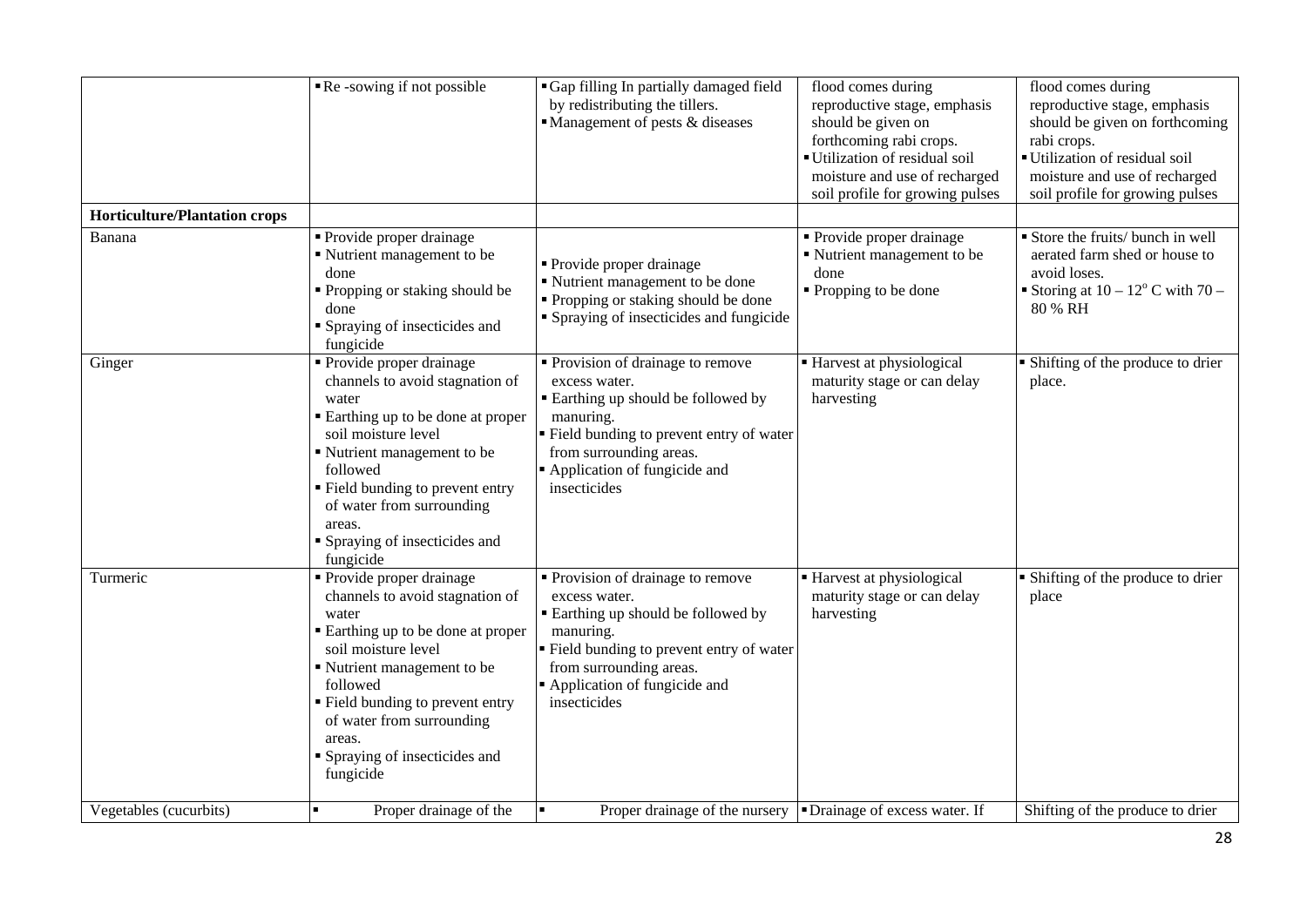| | | | | |
|---|---|---|---|---|
| | ▪ Re -sowing if not possible | ▪ Gap filling In partially damaged field by redistributing the tillers.<br>▪ Management of pests & diseases | flood comes during reproductive stage, emphasis should be given on forthcoming rabi crops.<br>▪ Utilization of residual soil moisture and use of recharged soil profile for growing pulses | flood comes during reproductive stage, emphasis should be given on forthcoming rabi crops.<br>▪ Utilization of residual soil moisture and use of recharged soil profile for growing pulses |
| **Horticulture/Plantation crops** | | | | |
| Banana | ▪ Provide proper drainage<br>▪ Nutrient management to be done<br>▪ Propping or staking should be done<br>▪ Spraying of insecticides and fungicide | ▪ Provide proper drainage<br>▪ Nutrient management to be done<br>▪ Propping or staking should be done<br>▪ Spraying of insecticides and fungicide | ▪ Provide proper drainage<br>▪ Nutrient management to be done<br>▪ Propping to be done | ▪ Store the fruits/ bunch in well aerated farm shed or house to avoid loses.<br>▪ Storing at $10 – 12^{o}$ C with 70 – 80 % RH |
| Ginger | ▪ Provide proper drainage channels to avoid stagnation of water<br>▪ Earthing up to be done at proper soil moisture level<br>▪ Nutrient management to be followed<br>▪ Field bunding to prevent entry of water from surrounding areas.<br>▪ Spraying of insecticides and fungicide | ▪ Provision of drainage to remove excess water.<br>▪ Earthing up should be followed by manuring.<br>▪ Field bunding to prevent entry of water from surrounding areas.<br>▪ Application of fungicide and insecticides | ▪ Harvest at physiological maturity stage or can delay harvesting | ▪ Shifting of the produce to drier place. |
| Turmeric | ▪ Provide proper drainage channels to avoid stagnation of water<br>▪ Earthing up to be done at proper soil moisture level<br>▪ Nutrient management to be followed<br>▪ Field bunding to prevent entry of water from surrounding areas.<br>▪ Spraying of insecticides and fungicide | ▪ Provision of drainage to remove excess water.<br>▪ Earthing up should be followed by manuring.<br>▪ Field bunding to prevent entry of water from surrounding areas.<br>▪ Application of fungicide and insecticides | ▪ Harvest at physiological maturity stage or can delay harvesting | ▪ Shifting of the produce to drier place |
| Vegetables (cucurbits) | ▪ Proper drainage of the | ▪ Proper drainage of the nursery | ▪ Drainage of excess water. If | Shifting of the produce to drier |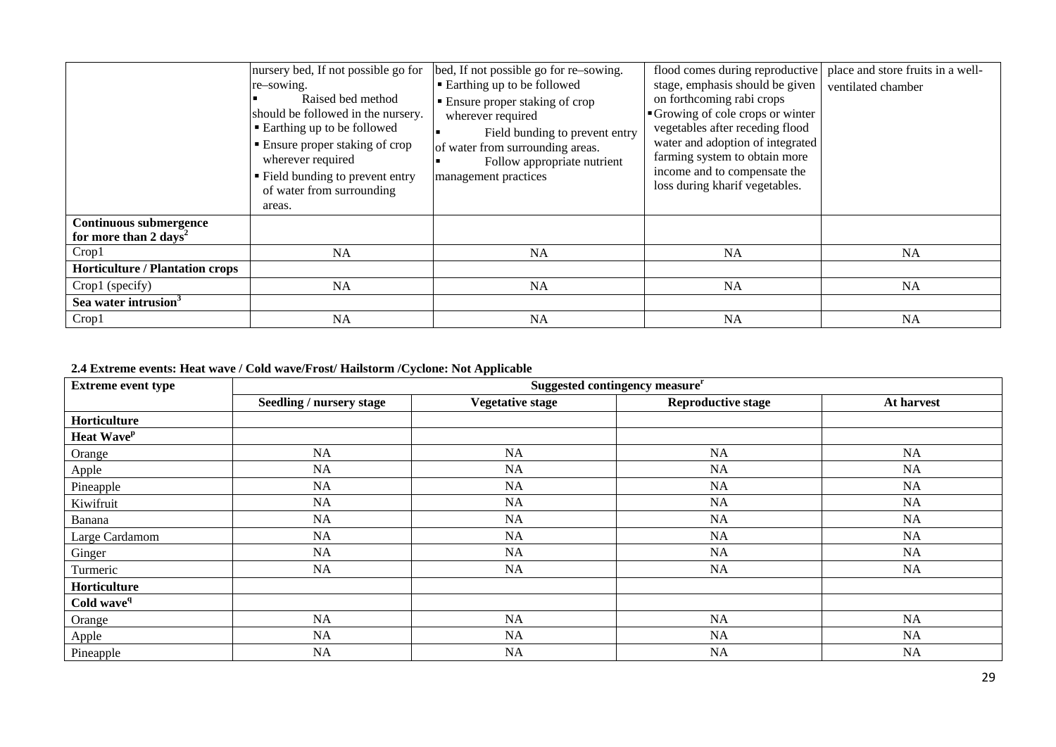| | nursery bed, If not possible go for re–sowing.<br>▪ Raised bed method should be followed in the nursery.<br>▪ Earthing up to be followed<br>▪ Ensure proper staking of crop wherever required<br>▪ Field bunding to prevent entry of water from surrounding areas. | bed, If not possible go for re–sowing.<br>▪ Earthing up to be followed<br>▪ Ensure proper staking of crop wherever required<br>▪ Field bunding to prevent entry of water from surrounding areas.<br>▪ Follow appropriate nutrient management practices | flood comes during reproductive stage, emphasis should be given on forthcoming rabi crops<br>▪ Growing of cole crops or winter vegetables after receding flood water and adoption of integrated farming system to obtain more income and to compensate the loss during kharif vegetables. | place and store fruits in a well-ventilated chamber |
|---|---|---|---|---|
| **Continuous submergence for more than 2 days[2]** | | | | |
| Crop1 | NA | NA | NA | NA |
| **Horticulture / Plantation crops** | | | | |
| Crop1 (specify) | NA | NA | NA | NA |
| **Sea water intrusion[3]** | | | | |
| Crop1 | NA | NA | NA | NA |

**2.4 Extreme events: Heat wave / Cold wave/Frost/ Hailstorm /Cyclone: Not Applicable**

| **Extreme event type** | **Suggested contingency measure[r]** | | | |
|---|---|---|---|---|
| | **Seedling / nursery stage** | **Vegetative stage** | **Reproductive stage** | **At harvest** |
| **Horticulture** | | | | |
| **Heat Wave[p]** | | | | |
| Orange | NA | NA | NA | NA |
| Apple | NA | NA | NA | NA |
| Pineapple | NA | NA | NA | NA |
| Kiwifruit | NA | NA | NA | NA |
| Banana | NA | NA | NA | NA |
| Large Cardamom | NA | NA | NA | NA |
| Ginger | NA | NA | NA | NA |
| Turmeric | NA | NA | NA | NA |
| **Horticulture** | | | | |
| **Cold wave[q]** | | | | |
| Orange | NA | NA | NA | NA |
| Apple | NA | NA | NA | NA |
| Pineapple | NA | NA | NA | NA |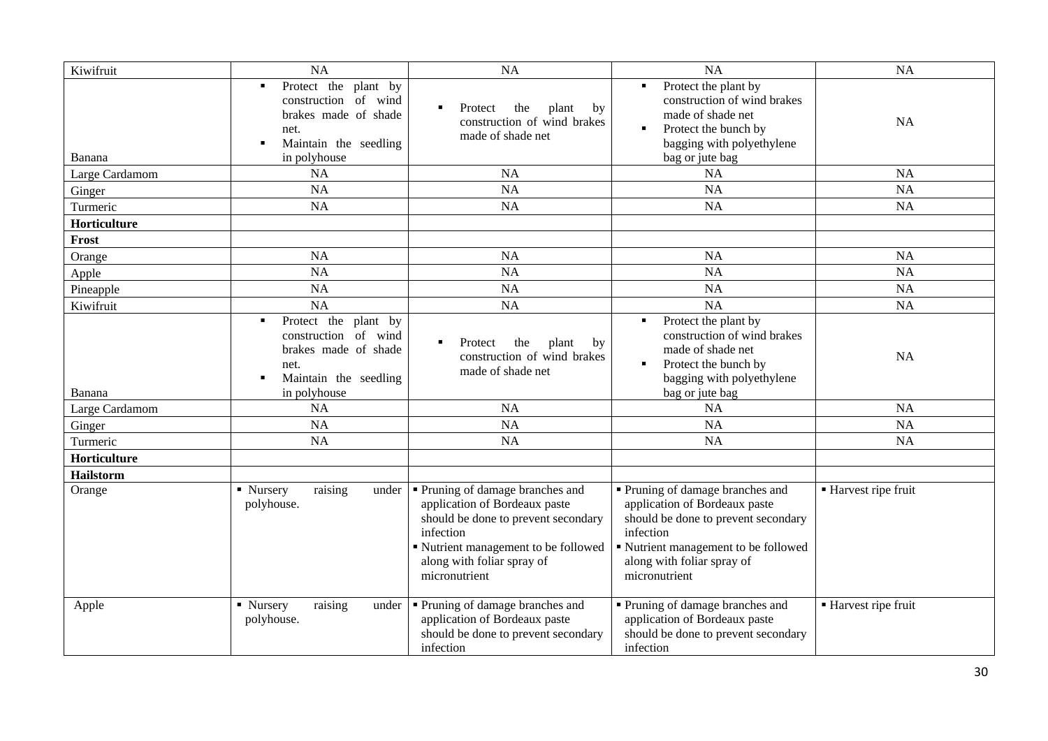| | | | | |
|---|---|---|---|---|
| Kiwifruit | NA | NA | NA | NA |
| Banana | ▪ Protect the plant by construction of wind brakes made of shade net.<br>▪ Maintain the seedling in polyhouse | ▪ Protect the plant by construction of wind brakes made of shade net | ▪ Protect the plant by construction of wind brakes made of shade net<br>▪ Protect the bunch by bagging with polyethylene bag or jute bag | NA |
| Large Cardamom | NA | NA | NA | NA |
| Ginger | NA | NA | NA | NA |
| Turmeric | NA | NA | NA | NA |
| **Horticulture** | | | | |
| **Frost** | | | | |
| Orange | NA | NA | NA | NA |
| Apple | NA | NA | NA | NA |
| Pineapple | NA | NA | NA | NA |
| Kiwifruit | NA | NA | NA | NA |
| Banana | ▪ Protect the plant by construction of wind brakes made of shade net.<br>▪ Maintain the seedling in polyhouse | ▪ Protect the plant by construction of wind brakes made of shade net | ▪ Protect the plant by construction of wind brakes made of shade net<br>▪ Protect the bunch by bagging with polyethylene bag or jute bag | NA |
| Large Cardamom | NA | NA | NA | NA |
| Ginger | NA | NA | NA | NA |
| Turmeric | NA | NA | NA | NA |
| **Horticulture** | | | | |
| **Hailstorm** | | | | |
| Orange | ▪ Nursery raising under polyhouse. | ▪ Pruning of damage branches and application of Bordeaux paste should be done to prevent secondary infection<br>▪ Nutrient management to be followed along with foliar spray of micronutrient | ▪ Pruning of damage branches and application of Bordeaux paste should be done to prevent secondary infection<br>▪ Nutrient management to be followed along with foliar spray of micronutrient | ▪ Harvest ripe fruit |
| Apple | ▪ Nursery raising under polyhouse. | ▪ Pruning of damage branches and application of Bordeaux paste should be done to prevent secondary infection | ▪ Pruning of damage branches and application of Bordeaux paste should be done to prevent secondary infection | ▪ Harvest ripe fruit |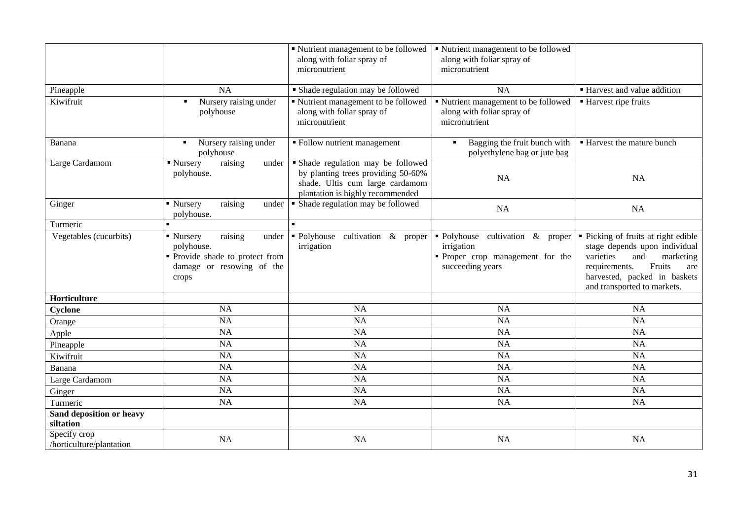| | | | | |
|---|---|---|---|---|
| | | ▪ Nutrient management to be followed along with foliar spray of micronutrient | ▪ Nutrient management to be followed along with foliar spray of micronutrient | |
| Pineapple | NA | ▪ Shade regulation may be followed | NA | ▪ Harvest and value addition |
| Kiwifruit | ▪ Nursery raising under polyhouse | ▪ Nutrient management to be followed along with foliar spray of micronutrient | ▪ Nutrient management to be followed along with foliar spray of micronutrient | ▪ Harvest ripe fruits |
| Banana | ▪ Nursery raising under polyhouse | ▪ Follow nutrient management | ▪ Bagging the fruit bunch with polyethylene bag or jute bag | ▪ Harvest the mature bunch |
| Large Cardamom | ▪ Nursery raising under polyhouse. | ▪ Shade regulation may be followed by planting trees providing 50-60% shade. Ultis cum large cardamom plantation is highly recommended | NA | NA |
| Ginger | ▪ Nursery raising under polyhouse. | ▪ Shade regulation may be followed | NA | NA |
| Turmeric | ▪ | ▪ | | |
| Vegetables (cucurbits) | ▪ Nursery raising under polyhouse.<br>▪ Provide shade to protect from damage or resowing of the crops | ▪ Polyhouse cultivation & proper irrigation | ▪ Polyhouse cultivation & proper irrigation<br>▪ Proper crop management for the succeeding years | ▪ Picking of fruits at right edible stage depends upon individual varieties and marketing requirements. Fruits are harvested, packed in baskets and transported to markets. |
| **Horticulture** | | | | |
| **Cyclone** | NA | NA | NA | NA |
| Orange | NA | NA | NA | NA |
| Apple | NA | NA | NA | NA |
| Pineapple | NA | NA | NA | NA |
| Kiwifruit | NA | NA | NA | NA |
| Banana | NA | NA | NA | NA |
| Large Cardamom | NA | NA | NA | NA |
| Ginger | NA | NA | NA | NA |
| Turmeric | NA | NA | NA | NA |
| **Sand deposition or heavy siltation** | | | | |
| Specify crop /horticulture/plantation | NA | NA | NA | NA |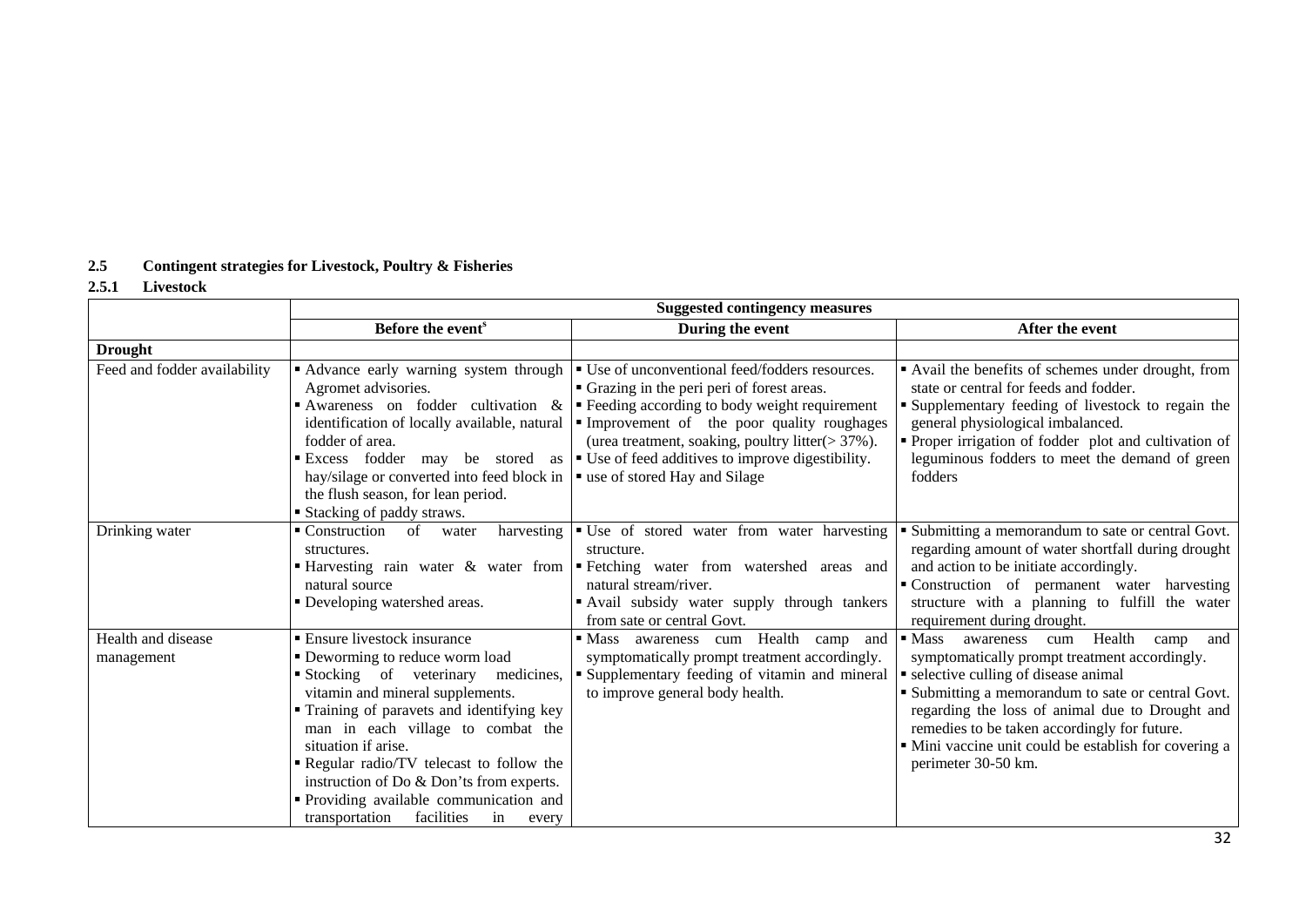### 2.5 Contingent strategies for Livestock, Poultry & Fisheries

#### 2.5.1 Livestock

| | Suggested contingency measures | | |
|---|---|---|---|
| | Before the event[s] | During the event | After the event |
| **Drought** | | | |
| Feed and fodder availability | ▪ Advance early warning system through Agromet advisories.<br>▪ Awareness on fodder cultivation & identification of locally available, natural fodder of area.<br>▪ Excess fodder may be stored as hay/silage or converted into feed block in the flush season, for lean period.<br>▪ Stacking of paddy straws. | ▪ Use of unconventional feed/fodders resources.<br>▪ Grazing in the peri peri of forest areas.<br>▪ Feeding according to body weight requirement<br>▪ Improvement of the poor quality roughages (urea treatment, soaking, poultry litter(> 37%).<br>▪ Use of feed additives to improve digestibility.<br>▪ use of stored Hay and Silage | ▪ Avail the benefits of schemes under drought, from state or central for feeds and fodder.<br>▪ Supplementary feeding of livestock to regain the general physiological imbalanced.<br>▪ Proper irrigation of fodder plot and cultivation of leguminous fodders to meet the demand of green fodders |
| Drinking water | ▪ Construction of water harvesting structures.<br>▪ Harvesting rain water & water from natural source<br>▪ Developing watershed areas. | ▪ Use of stored water from water harvesting structure.<br>▪ Fetching water from watershed areas and natural stream/river.<br>▪ Avail subsidy water supply through tankers from sate or central Govt. | ▪ Submitting a memorandum to sate or central Govt. regarding amount of water shortfall during drought and action to be initiate accordingly.<br>▪ Construction of permanent water harvesting structure with a planning to fulfill the water requirement during drought. |
| Health and disease management | ▪ Ensure livestock insurance<br>▪ Deworming to reduce worm load<br>▪ Stocking of veterinary medicines, vitamin and mineral supplements.<br>▪ Training of paravets and identifying key man in each village to combat the situation if arise.<br>▪ Regular radio/TV telecast to follow the instruction of Do & Don'ts from experts.<br>▪ Providing available communication and transportation facilities in every | ▪ Mass awareness cum Health camp and symptomatically prompt treatment accordingly.<br>▪ Supplementary feeding of vitamin and mineral to improve general body health. | ▪ Mass awareness cum Health camp and symptomatically prompt treatment accordingly.<br>▪ selective culling of disease animal<br>▪ Submitting a memorandum to sate or central Govt. regarding the loss of animal due to Drought and remedies to be taken accordingly for future.<br>▪ Mini vaccine unit could be establish for covering a perimeter 30-50 km. |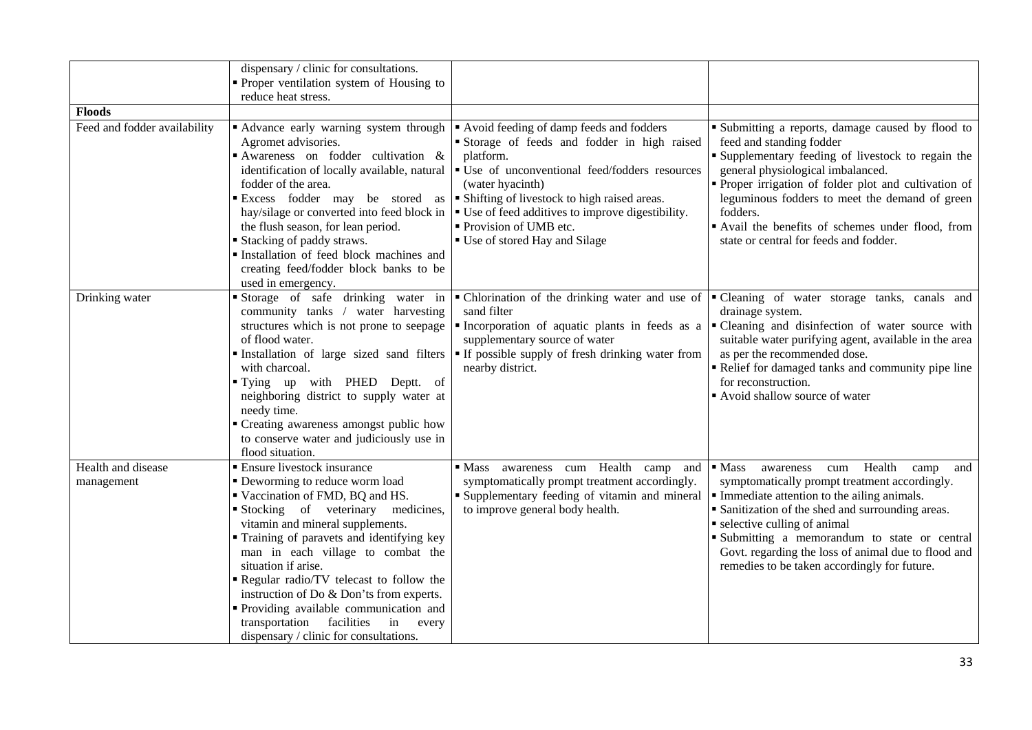| | | | |
|---|---|---|---|
| | dispensary / clinic for consultations.<br>▪ Proper ventilation system of Housing to reduce heat stress. | | |
| **Floods** | | | |
| Feed and fodder availability | ▪ Advance early warning system through Agromet advisories.<br>▪ Awareness on fodder cultivation & identification of locally available, natural fodder of the area.<br>▪ Excess fodder may be stored as hay/silage or converted into feed block in the flush season, for lean period.<br>▪ Stacking of paddy straws.<br>▪ Installation of feed block machines and creating feed/fodder block banks to be used in emergency. | ▪ Avoid feeding of damp feeds and fodders<br>▪ Storage of feeds and fodder in high raised platform.<br>▪ Use of unconventional feed/fodders resources (water hyacinth)<br>▪ Shifting of livestock to high raised areas.<br>▪ Use of feed additives to improve digestibility.<br>▪ Provision of UMB etc.<br>▪ Use of stored Hay and Silage | ▪ Submitting a reports, damage caused by flood to feed and standing fodder<br>▪ Supplementary feeding of livestock to regain the general physiological imbalanced.<br>▪ Proper irrigation of folder plot and cultivation of leguminous fodders to meet the demand of green fodders.<br>▪ Avail the benefits of schemes under flood, from state or central for feeds and fodder. |
| Drinking water | ▪ Storage of safe drinking water in community tanks / water harvesting structures which is not prone to seepage of flood water.<br>▪ Installation of large sized sand filters with charcoal.<br>▪ Tying up with PHED Deptt. of neighboring district to supply water at needy time.<br>▪ Creating awareness amongst public how to conserve water and judiciously use in flood situation. | ▪ Chlorination of the drinking water and use of sand filter<br>▪ Incorporation of aquatic plants in feeds as a supplementary source of water<br>▪ If possible supply of fresh drinking water from nearby district. | ▪ Cleaning of water storage tanks, canals and drainage system.<br>▪ Cleaning and disinfection of water source with suitable water purifying agent, available in the area as per the recommended dose.<br>▪ Relief for damaged tanks and community pipe line for reconstruction.<br>▪ Avoid shallow source of water |
| Health and disease management | ▪ Ensure livestock insurance<br>▪ Deworming to reduce worm load<br>▪ Vaccination of FMD, BQ and HS.<br>▪ Stocking of veterinary medicines, vitamin and mineral supplements.<br>▪ Training of paravets and identifying key man in each village to combat the situation if arise.<br>▪ Regular radio/TV telecast to follow the instruction of Do & Don'ts from experts.<br>▪ Providing available communication and transportation facilities in every dispensary / clinic for consultations. | ▪ Mass awareness cum Health camp and symptomatically prompt treatment accordingly.<br>▪ Supplementary feeding of vitamin and mineral to improve general body health. | ▪ Mass awareness cum Health camp and symptomatically prompt treatment accordingly.<br>▪ Immediate attention to the ailing animals.<br>▪ Sanitization of the shed and surrounding areas.<br>▪ selective culling of animal<br>▪ Submitting a memorandum to state or central Govt. regarding the loss of animal due to flood and remedies to be taken accordingly for future. |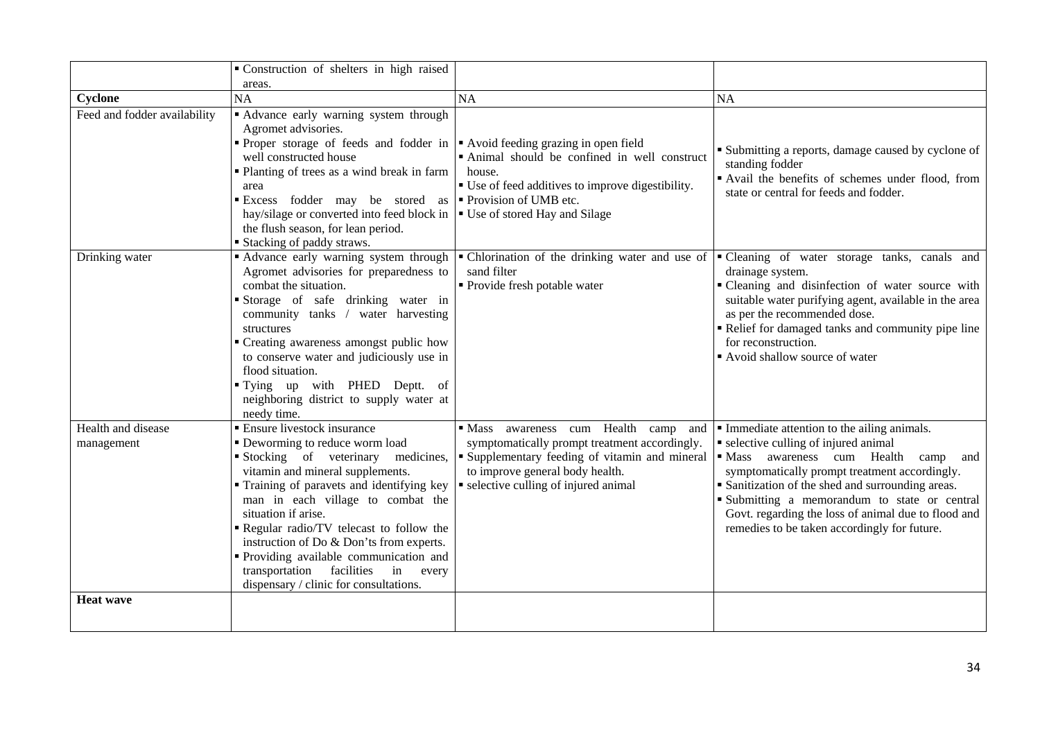| | | | |
|---|---|---|---|
| | ▪ Construction of shelters in high raised areas. | | |
| **Cyclone** | NA | NA | NA |
| Feed and fodder availability | ▪ Advance early warning system through Agromet advisories.<br>▪ Proper storage of feeds and fodder in well constructed house<br>▪ Planting of trees as a wind break in farm area<br>▪ Excess fodder may be stored as hay/silage or converted into feed block in the flush season, for lean period.<br>▪ Stacking of paddy straws. | ▪ Avoid feeding grazing in open field<br>▪ Animal should be confined in well construct house.<br>▪ Use of feed additives to improve digestibility.<br>▪ Provision of UMB etc.<br>▪ Use of stored Hay and Silage | ▪ Submitting a reports, damage caused by cyclone of standing fodder<br>▪ Avail the benefits of schemes under flood, from state or central for feeds and fodder. |
| Drinking water | ▪ Advance early warning system through Agromet advisories for preparedness to combat the situation.<br>▪ Storage of safe drinking water in community tanks / water harvesting structures<br>▪ Creating awareness amongst public how to conserve water and judiciously use in flood situation.<br>▪ Tying up with PHED Deptt. of neighboring district to supply water at needy time. | ▪ Chlorination of the drinking water and use of sand filter<br>▪ Provide fresh potable water | ▪ Cleaning of water storage tanks, canals and drainage system.<br>▪ Cleaning and disinfection of water source with suitable water purifying agent, available in the area as per the recommended dose.<br>▪ Relief for damaged tanks and community pipe line for reconstruction.<br>▪ Avoid shallow source of water |
| Health and disease management | ▪ Ensure livestock insurance<br>▪ Deworming to reduce worm load<br>▪ Stocking of veterinary medicines, vitamin and mineral supplements.<br>▪ Training of paravets and identifying key man in each village to combat the situation if arise.<br>▪ Regular radio/TV telecast to follow the instruction of Do & Don'ts from experts.<br>▪ Providing available communication and transportation facilities in every dispensary / clinic for consultations. | ▪ Mass awareness cum Health camp and symptomatically prompt treatment accordingly.<br>▪ Supplementary feeding of vitamin and mineral to improve general body health.<br>▪ selective culling of injured animal | ▪ Immediate attention to the ailing animals.<br>▪ selective culling of injured animal<br>▪ Mass awareness cum Health camp and symptomatically prompt treatment accordingly.<br>▪ Sanitization of the shed and surrounding areas.<br>▪ Submitting a memorandum to state or central Govt. regarding the loss of animal due to flood and remedies to be taken accordingly for future. |
| **Heat wave** | | | |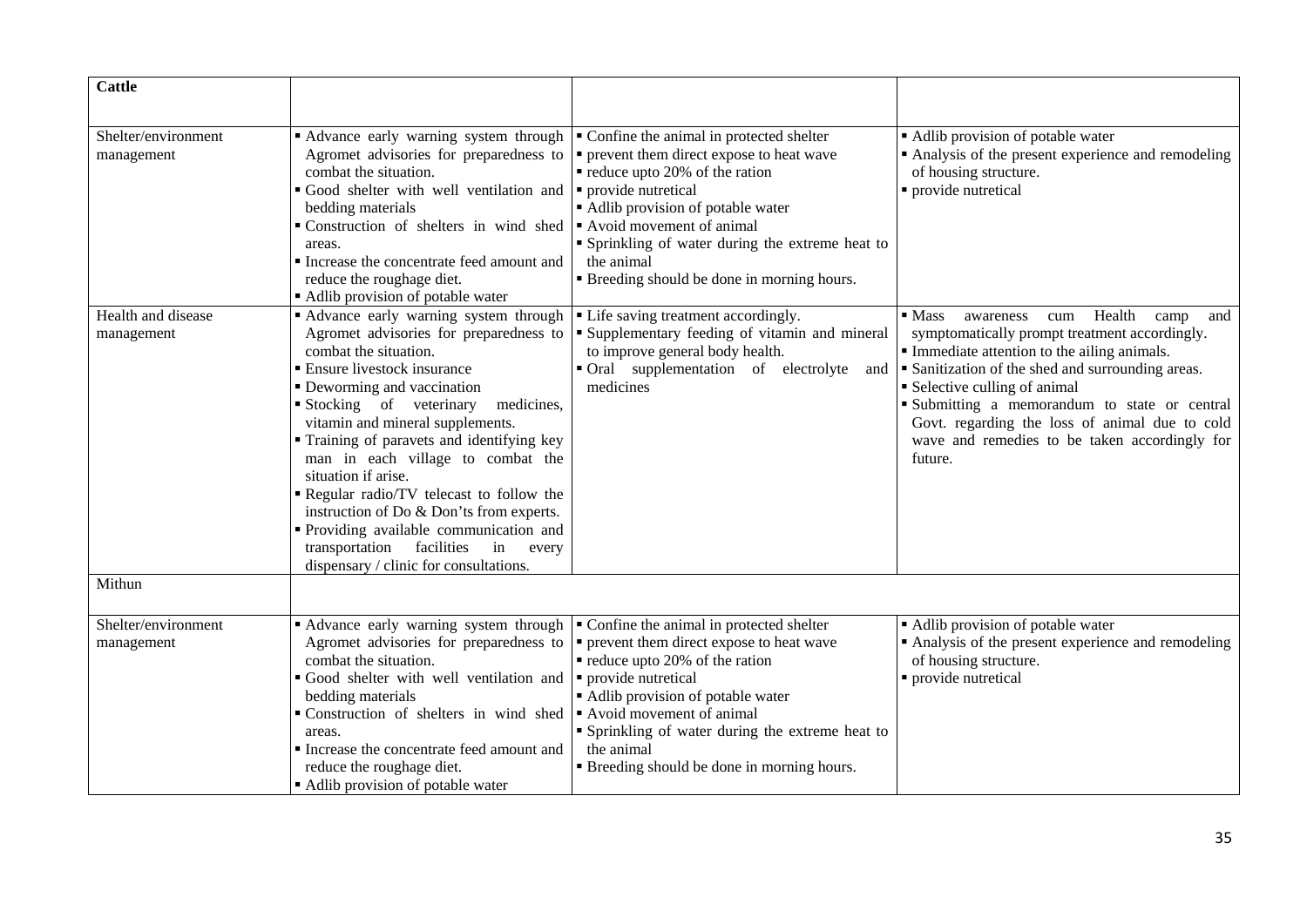| Cattle | | | |
|---|---|---|---|
| Shelter/environment management | ▪ Advance early warning system through Agromet advisories for preparedness to combat the situation.<br>▪ Good shelter with well ventilation and bedding materials<br>▪ Construction of shelters in wind shed areas.<br>▪ Increase the concentrate feed amount and reduce the roughage diet.<br>▪ Adlib provision of potable water | ▪ Confine the animal in protected shelter<br>▪ prevent them direct expose to heat wave<br>▪ reduce upto 20% of the ration<br>▪ provide nutretical<br>▪ Adlib provision of potable water<br>▪ Avoid movement of animal<br>▪ Sprinkling of water during the extreme heat to the animal<br>▪ Breeding should be done in morning hours. | ▪ Adlib provision of potable water<br>▪ Analysis of the present experience and remodeling of housing structure.<br>▪ provide nutretical |
| Health and disease management | ▪ Advance early warning system through Agromet advisories for preparedness to combat the situation.<br>▪ Ensure livestock insurance<br>▪ Deworming and vaccination<br>▪ Stocking of veterinary medicines, vitamin and mineral supplements.<br>▪ Training of paravets and identifying key man in each village to combat the situation if arise.<br>▪ Regular radio/TV telecast to follow the instruction of Do & Don'ts from experts.<br>▪ Providing available communication and transportation facilities in every dispensary / clinic for consultations. | ▪ Life saving treatment accordingly.<br>▪ Supplementary feeding of vitamin and mineral to improve general body health.<br>▪ Oral supplementation of electrolyte and medicines | ▪ Mass awareness cum Health camp and symptomatically prompt treatment accordingly.<br>▪ Immediate attention to the ailing animals.<br>▪ Sanitization of the shed and surrounding areas.<br>▪ Selective culling of animal<br>▪ Submitting a memorandum to state or central Govt. regarding the loss of animal due to cold wave and remedies to be taken accordingly for future. |
| Mithun | | | |
| Shelter/environment management | ▪ Advance early warning system through Agromet advisories for preparedness to combat the situation.<br>▪ Good shelter with well ventilation and bedding materials<br>▪ Construction of shelters in wind shed areas.<br>▪ Increase the concentrate feed amount and reduce the roughage diet.<br>▪ Adlib provision of potable water | ▪ Confine the animal in protected shelter<br>▪ prevent them direct expose to heat wave<br>▪ reduce upto 20% of the ration<br>▪ provide nutretical<br>▪ Adlib provision of potable water<br>▪ Avoid movement of animal<br>▪ Sprinkling of water during the extreme heat to the animal<br>▪ Breeding should be done in morning hours. | ▪ Adlib provision of potable water<br>▪ Analysis of the present experience and remodeling of housing structure.<br>▪ provide nutretical |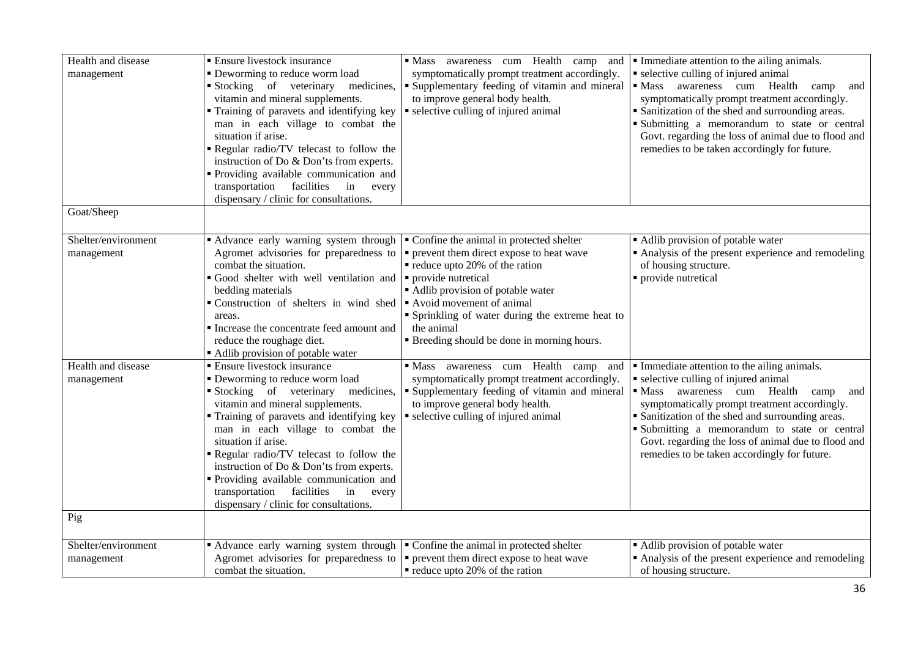| | | | |
|---|---|---|---|
| Health and disease management | ▪ Ensure livestock insurance<br>▪ Deworming to reduce worm load<br>▪ Stocking of veterinary medicines, vitamin and mineral supplements.<br>▪ Training of paravets and identifying key man in each village to combat the situation if arise.<br>▪ Regular radio/TV telecast to follow the instruction of Do & Don'ts from experts.<br>▪ Providing available communication and transportation facilities in every dispensary / clinic for consultations. | ▪ Mass awareness cum Health camp and symptomatically prompt treatment accordingly.<br>▪ Supplementary feeding of vitamin and mineral to improve general body health.<br>▪ selective culling of injured animal | ▪ Immediate attention to the ailing animals.<br>▪ selective culling of injured animal<br>▪ Mass awareness cum Health camp and symptomatically prompt treatment accordingly.<br>▪ Sanitization of the shed and surrounding areas.<br>▪ Submitting a memorandum to state or central Govt. regarding the loss of animal due to flood and remedies to be taken accordingly for future. |
| Goat/Sheep | | | |
| Shelter/environment management | ▪ Advance early warning system through Agromet advisories for preparedness to combat the situation.<br>▪ Good shelter with well ventilation and bedding materials<br>▪ Construction of shelters in wind shed areas.<br>▪ Increase the concentrate feed amount and reduce the roughage diet.<br>▪ Adlib provision of potable water | ▪ Confine the animal in protected shelter<br>▪ prevent them direct expose to heat wave<br>▪ reduce upto 20% of the ration<br>▪ provide nutretical<br>▪ Adlib provision of potable water<br>▪ Avoid movement of animal<br>▪ Sprinkling of water during the extreme heat to the animal<br>▪ Breeding should be done in morning hours. | ▪ Adlib provision of potable water<br>▪ Analysis of the present experience and remodeling of housing structure.<br>▪ provide nutretical |
| Health and disease management | ▪ Ensure livestock insurance<br>▪ Deworming to reduce worm load<br>▪ Stocking of veterinary medicines, vitamin and mineral supplements.<br>▪ Training of paravets and identifying key man in each village to combat the situation if arise.<br>▪ Regular radio/TV telecast to follow the instruction of Do & Don'ts from experts.<br>▪ Providing available communication and transportation facilities in every dispensary / clinic for consultations. | ▪ Mass awareness cum Health camp and symptomatically prompt treatment accordingly.<br>▪ Supplementary feeding of vitamin and mineral to improve general body health.<br>▪ selective culling of injured animal | ▪ Immediate attention to the ailing animals.<br>▪ selective culling of injured animal<br>▪ Mass awareness cum Health camp and symptomatically prompt treatment accordingly.<br>▪ Sanitization of the shed and surrounding areas.<br>▪ Submitting a memorandum to state or central Govt. regarding the loss of animal due to flood and remedies to be taken accordingly for future. |
| Pig | | | |
| Shelter/environment management | ▪ Advance early warning system through Agromet advisories for preparedness to combat the situation. | ▪ Confine the animal in protected shelter<br>▪ prevent them direct expose to heat wave<br>▪ reduce upto 20% of the ration | ▪ Adlib provision of potable water<br>▪ Analysis of the present experience and remodeling of housing structure. |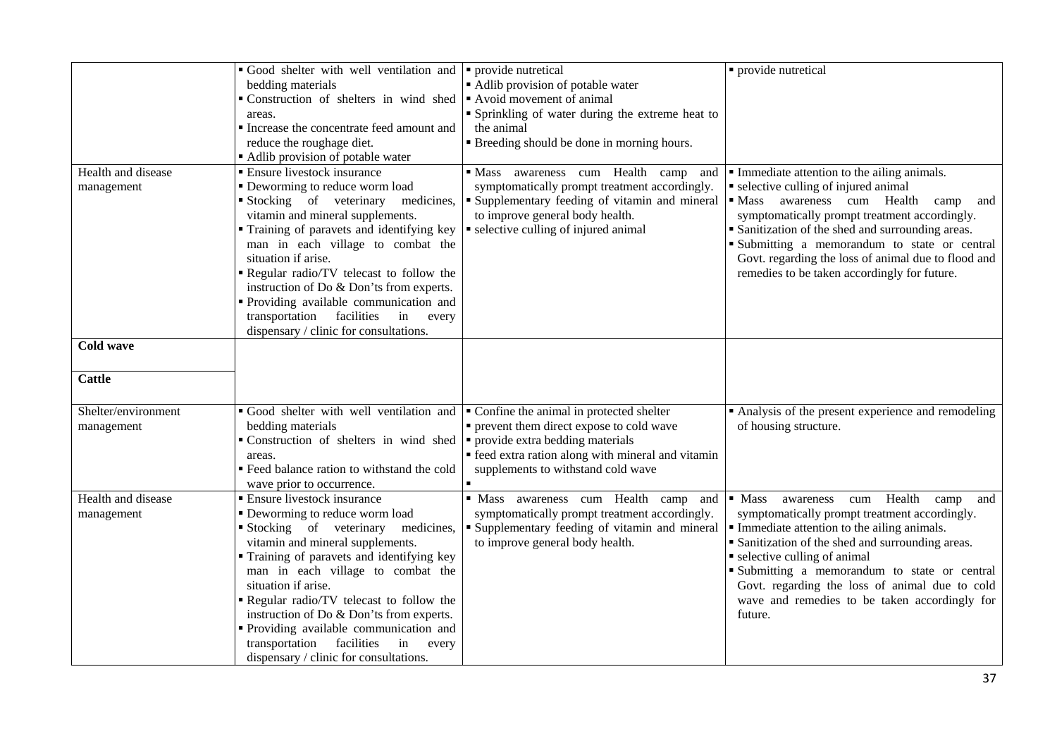|  |  |  |  |
|---|---|---|---|
|  | ▪ Good shelter with well ventilation and bedding materials<br>▪ Construction of shelters in wind shed areas.<br>▪ Increase the concentrate feed amount and reduce the roughage diet.<br>▪ Adlib provision of potable water | ▪ provide nutretical<br>▪ Adlib provision of potable water<br>▪ Avoid movement of animal<br>▪ Sprinkling of water during the extreme heat to the animal<br>▪ Breeding should be done in morning hours. | ▪ provide nutretical |
| Health and disease management | ▪ Ensure livestock insurance<br>▪ Deworming to reduce worm load<br>▪ Stocking of veterinary medicines, vitamin and mineral supplements.<br>▪ Training of paravets and identifying key man in each village to combat the situation if arise.<br>▪ Regular radio/TV telecast to follow the instruction of Do & Don'ts from experts.<br>▪ Providing available communication and transportation facilities in every dispensary / clinic for consultations. | ▪ Mass awareness cum Health camp and symptomatically prompt treatment accordingly.<br>▪ Supplementary feeding of vitamin and mineral to improve general body health.<br>▪ selective culling of injured animal | ▪ Immediate attention to the ailing animals.<br>▪ selective culling of injured animal<br>▪ Mass awareness cum Health camp and symptomatically prompt treatment accordingly.<br>▪ Sanitization of the shed and surrounding areas.<br>▪ Submitting a memorandum to state or central Govt. regarding the loss of animal due to flood and remedies to be taken accordingly for future. |
| **Cold wave** |  |  |  |
| **Cattle** |  |  |  |
| Shelter/environment management | ▪ Good shelter with well ventilation and bedding materials<br>▪ Construction of shelters in wind shed areas.<br>▪ Feed balance ration to withstand the cold wave prior to occurrence. | ▪ Confine the animal in protected shelter<br>▪ prevent them direct expose to cold wave<br>▪ provide extra bedding materials<br>▪ feed extra ration along with mineral and vitamin supplements to withstand cold wave<br>▪ | ▪ Analysis of the present experience and remodeling of housing structure. |
| Health and disease management | ▪ Ensure livestock insurance<br>▪ Deworming to reduce worm load<br>▪ Stocking of veterinary medicines, vitamin and mineral supplements.<br>▪ Training of paravets and identifying key man in each village to combat the situation if arise.<br>▪ Regular radio/TV telecast to follow the instruction of Do & Don'ts from experts.<br>▪ Providing available communication and transportation facilities in every dispensary / clinic for consultations. | ▪ Mass awareness cum Health camp and symptomatically prompt treatment accordingly.<br>▪ Supplementary feeding of vitamin and mineral to improve general body health. | ▪ Mass awareness cum Health camp and symptomatically prompt treatment accordingly.<br>▪ Immediate attention to the ailing animals.<br>▪ Sanitization of the shed and surrounding areas.<br>▪ selective culling of animal<br>▪ Submitting a memorandum to state or central Govt. regarding the loss of animal due to cold wave and remedies to be taken accordingly for future. |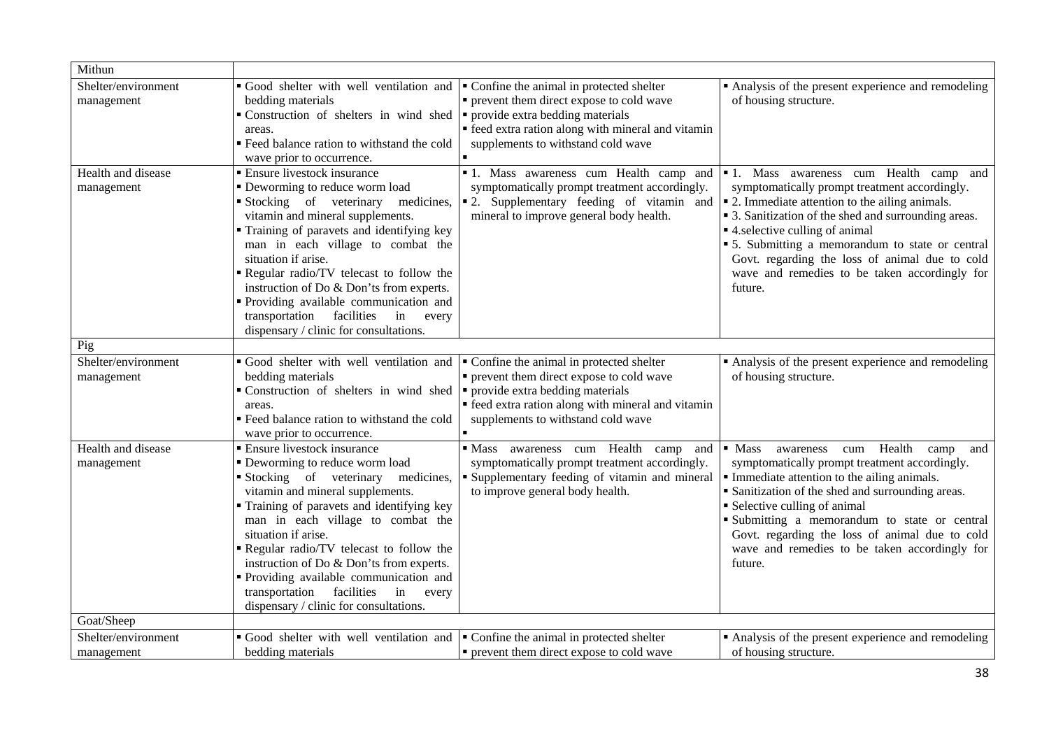| | | | |
|---|---|---|---|
| Mithun | | | |
| Shelter/environment management | ▪ Good shelter with well ventilation and bedding materials<br>▪ Construction of shelters in wind shed areas.<br>▪ Feed balance ration to withstand the cold wave prior to occurrence. | ▪ Confine the animal in protected shelter<br>▪ prevent them direct expose to cold wave<br>▪ provide extra bedding materials<br>▪ feed extra ration along with mineral and vitamin supplements to withstand cold wave<br>▪ | ▪ Analysis of the present experience and remodeling of housing structure. |
| Health and disease management | ▪ Ensure livestock insurance<br>▪ Deworming to reduce worm load<br>▪ Stocking of veterinary medicines, vitamin and mineral supplements.<br>▪ Training of paravets and identifying key man in each village to combat the situation if arise.<br>▪ Regular radio/TV telecast to follow the instruction of Do & Don'ts from experts.<br>▪ Providing available communication and transportation facilities in every dispensary / clinic for consultations. | ▪ 1. Mass awareness cum Health camp and symptomatically prompt treatment accordingly.<br>▪ 2. Supplementary feeding of vitamin and mineral to improve general body health. | ▪ 1. Mass awareness cum Health camp and symptomatically prompt treatment accordingly.<br>▪ 2. Immediate attention to the ailing animals.<br>▪ 3. Sanitization of the shed and surrounding areas.<br>▪ 4.selective culling of animal<br>▪ 5. Submitting a memorandum to state or central Govt. regarding the loss of animal due to cold wave and remedies to be taken accordingly for future. |
| Pig | | | |
| Shelter/environment management | ▪ Good shelter with well ventilation and bedding materials<br>▪ Construction of shelters in wind shed areas.<br>▪ Feed balance ration to withstand the cold wave prior to occurrence. | ▪ Confine the animal in protected shelter<br>▪ prevent them direct expose to cold wave<br>▪ provide extra bedding materials<br>▪ feed extra ration along with mineral and vitamin supplements to withstand cold wave<br>▪ | ▪ Analysis of the present experience and remodeling of housing structure. |
| Health and disease management | ▪ Ensure livestock insurance<br>▪ Deworming to reduce worm load<br>▪ Stocking of veterinary medicines, vitamin and mineral supplements.<br>▪ Training of paravets and identifying key man in each village to combat the situation if arise.<br>▪ Regular radio/TV telecast to follow the instruction of Do & Don'ts from experts.<br>▪ Providing available communication and transportation facilities in every dispensary / clinic for consultations. | ▪ Mass awareness cum Health camp and symptomatically prompt treatment accordingly.<br>▪ Supplementary feeding of vitamin and mineral to improve general body health. | ▪ Mass awareness cum Health camp and symptomatically prompt treatment accordingly.<br>▪ Immediate attention to the ailing animals.<br>▪ Sanitization of the shed and surrounding areas.<br>▪ Selective culling of animal<br>▪ Submitting a memorandum to state or central Govt. regarding the loss of animal due to cold wave and remedies to be taken accordingly for future. |
| Goat/Sheep | | | |
| Shelter/environment management | ▪ Good shelter with well ventilation and bedding materials | ▪ Confine the animal in protected shelter<br>▪ prevent them direct expose to cold wave | ▪ Analysis of the present experience and remodeling of housing structure. |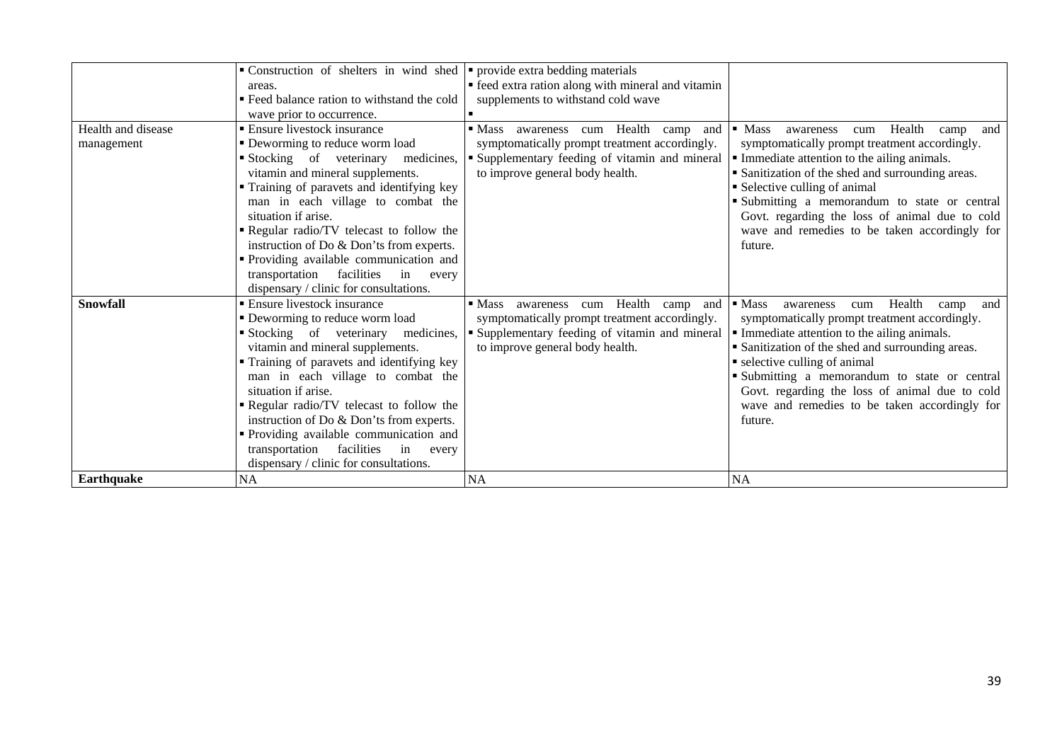| | | | |
|---|---|---|---|
| | ▪ Construction of shelters in wind shed areas.<br>▪ Feed balance ration to withstand the cold wave prior to occurrence. | ▪ provide extra bedding materials<br>▪ feed extra ration along with mineral and vitamin supplements to withstand cold wave<br>▪ | |
| Health and disease management | ▪ Ensure livestock insurance<br>▪ Deworming to reduce worm load<br>▪ Stocking of veterinary medicines, vitamin and mineral supplements.<br>▪ Training of paravets and identifying key man in each village to combat the situation if arise.<br>▪ Regular radio/TV telecast to follow the instruction of Do & Don'ts from experts.<br>▪ Providing available communication and transportation facilities in every dispensary / clinic for consultations. | ▪ Mass awareness cum Health camp and symptomatically prompt treatment accordingly.<br>▪ Supplementary feeding of vitamin and mineral to improve general body health. | ▪ Mass awareness cum Health camp and symptomatically prompt treatment accordingly.<br>▪ Immediate attention to the ailing animals.<br>▪ Sanitization of the shed and surrounding areas.<br>▪ Selective culling of animal<br>▪ Submitting a memorandum to state or central Govt. regarding the loss of animal due to cold wave and remedies to be taken accordingly for future. |
| **Snowfall** | ▪ Ensure livestock insurance<br>▪ Deworming to reduce worm load<br>▪ Stocking of veterinary medicines, vitamin and mineral supplements.<br>▪ Training of paravets and identifying key man in each village to combat the situation if arise.<br>▪ Regular radio/TV telecast to follow the instruction of Do & Don'ts from experts.<br>▪ Providing available communication and transportation facilities in every dispensary / clinic for consultations. | ▪ Mass awareness cum Health camp and symptomatically prompt treatment accordingly.<br>▪ Supplementary feeding of vitamin and mineral to improve general body health. | ▪ Mass awareness cum Health camp and symptomatically prompt treatment accordingly.<br>▪ Immediate attention to the ailing animals.<br>▪ Sanitization of the shed and surrounding areas.<br>▪ selective culling of animal<br>▪ Submitting a memorandum to state or central Govt. regarding the loss of animal due to cold wave and remedies to be taken accordingly for future. |
| **Earthquake** | NA | NA | NA |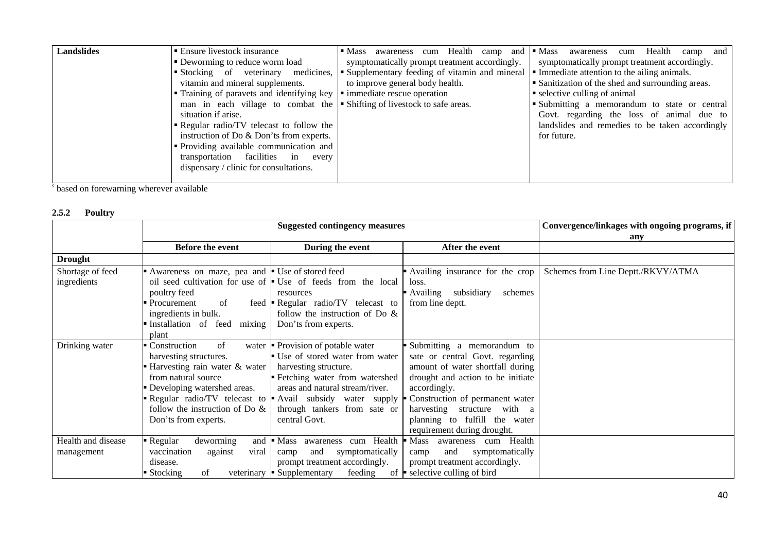| Landslides | ▪ Ensure livestock insurance<br>▪ Deworming to reduce worm load<br>▪ Stocking of veterinary medicines, vitamin and mineral supplements.<br>▪ Training of paravets and identifying key man in each village to combat the situation if arise.<br>▪ Regular radio/TV telecast to follow the instruction of Do & Don'ts from experts.<br>▪ Providing available communication and transportation facilities in every dispensary / clinic for consultations. | ▪ Mass awareness cum Health camp and symptomatically prompt treatment accordingly.<br>▪ Supplementary feeding of vitamin and mineral to improve general body health.<br>▪ immediate rescue operation<br>▪ Shifting of livestock to safe areas. | ▪ Mass awareness cum Health camp and symptomatically prompt treatment accordingly.<br>▪ Immediate attention to the ailing animals.<br>▪ Sanitization of the shed and surrounding areas.<br>▪ selective culling of animal<br>▪ Submitting a memorandum to state or central Govt. regarding the loss of animal due to landslides and remedies to be taken accordingly for future. |
|---|---|---|---|

[s] based on forewarning wherever available

### 2.5.2 Poultry

| | Suggested contingency measures | | | Convergence/linkages with ongoing programs, if any |
|---|---|---|---|---|
| | Before the event | During the event | After the event | |
| **Drought** | | | | |
| Shortage of feed ingredients | ▪ Awareness on maze, pea and oil seed cultivation for use of poultry feed<br>▪ Procurement of feed ingredients in bulk.<br>▪ Installation of feed mixing plant | ▪ Use of stored feed<br>▪ Use of feeds from the local resources<br>▪ Regular radio/TV telecast to follow the instruction of Do & Don'ts from experts. | ▪ Availing insurance for the crop loss.<br>▪ Availing subsidiary schemes from line deptt. | Schemes from Line Deptt./RKVY/ATMA |
| Drinking water | ▪ Construction of water harvesting structures.<br>▪ Harvesting rain water & water from natural source<br>▪ Developing watershed areas.<br>▪ Regular radio/TV telecast to follow the instruction of Do & Don'ts from experts. | ▪ Provision of potable water<br>▪ Use of stored water from water harvesting structure.<br>▪ Fetching water from watershed areas and natural stream/river.<br>▪ Avail subsidy water supply through tankers from sate or central Govt. | ▪ Submitting a memorandum to sate or central Govt. regarding amount of water shortfall during drought and action to be initiate accordingly.<br>▪ Construction of permanent water harvesting structure with a planning to fulfill the water requirement during drought. | |
| Health and disease management | ▪ Regular deworming and vaccination against viral disease.<br>▪ Stocking of veterinary | ▪ Mass awareness cum Health camp and symptomatically prompt treatment accordingly.<br>▪ Supplementary feeding of | ▪ Mass awareness cum Health camp and symptomatically prompt treatment accordingly.<br>▪ selective culling of bird | |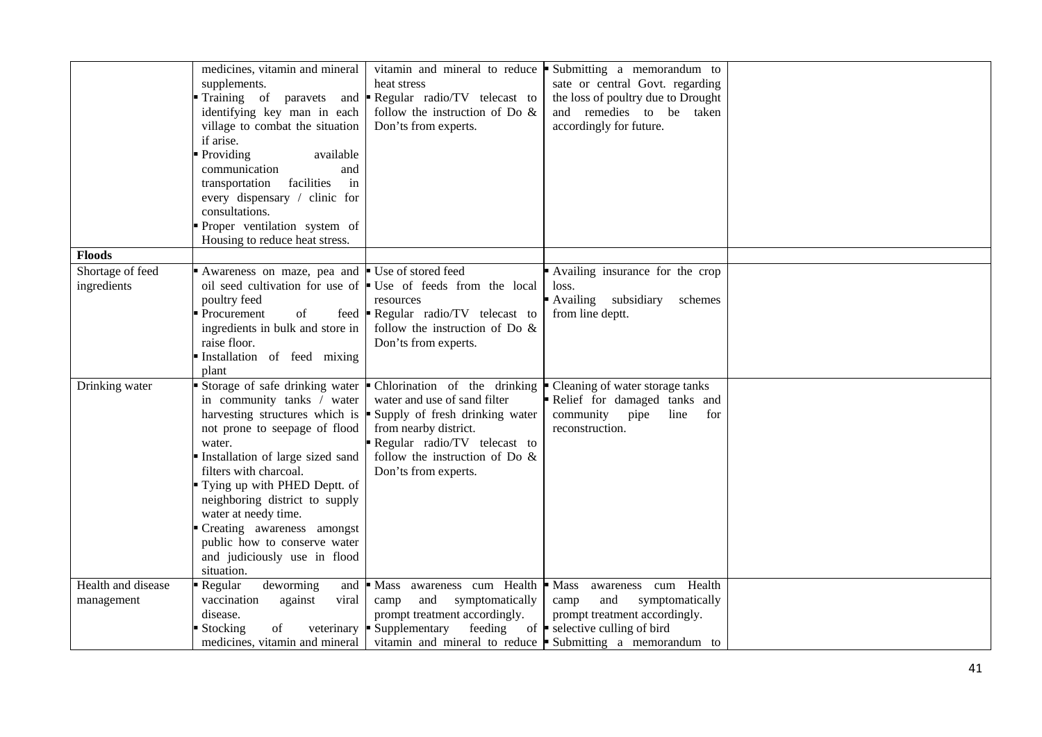| | | | | |
|---|---|---|---|---|
| | medicines, vitamin and mineral supplements.<br>▪ Training of paravets and identifying key man in each village to combat the situation if arise.<br>▪ Providing available communication and transportation facilities in every dispensary / clinic for consultations.<br>▪ Proper ventilation system of Housing to reduce heat stress. | vitamin and mineral to reduce heat stress<br>▪ Regular radio/TV telecast to follow the instruction of Do & Don'ts from experts. | ▪ Submitting a memorandum to sate or central Govt. regarding the loss of poultry due to Drought and remedies to be taken accordingly for future. | |
| **Floods** | | | | |
| Shortage of feed ingredients | ▪ Awareness on maze, pea and oil seed cultivation for use of poultry feed<br>▪ Procurement of feed ingredients in bulk and store in raise floor.<br>▪ Installation of feed mixing plant | ▪ Use of stored feed<br>▪ Use of feeds from the local resources<br>▪ Regular radio/TV telecast to follow the instruction of Do & Don'ts from experts. | ▪ Availing insurance for the crop loss.<br>▪ Availing subsidiary schemes from line deptt. | |
| Drinking water | ▪ Storage of safe drinking water in community tanks / water harvesting structures which is not prone to seepage of flood water.<br>▪ Installation of large sized sand filters with charcoal.<br>▪ Tying up with PHED Deptt. of neighboring district to supply water at needy time.<br>▪ Creating awareness amongst public how to conserve water and judiciously use in flood situation. | ▪ Chlorination of the drinking water and use of sand filter<br>▪ Supply of fresh drinking water from nearby district.<br>▪ Regular radio/TV telecast to follow the instruction of Do & Don'ts from experts. | ▪ Cleaning of water storage tanks<br>▪ Relief for damaged tanks and community pipe line for reconstruction. | |
| Health and disease management | ▪ Regular deworming and vaccination against viral disease.<br>▪ Stocking of veterinary medicines, vitamin and mineral | ▪ Mass awareness cum Health camp and symptomatically prompt treatment accordingly.<br>▪ Supplementary feeding of vitamin and mineral to reduce | ▪ Mass awareness cum Health camp and symptomatically prompt treatment accordingly.<br>▪ selective culling of bird<br>▪ Submitting a memorandum to | |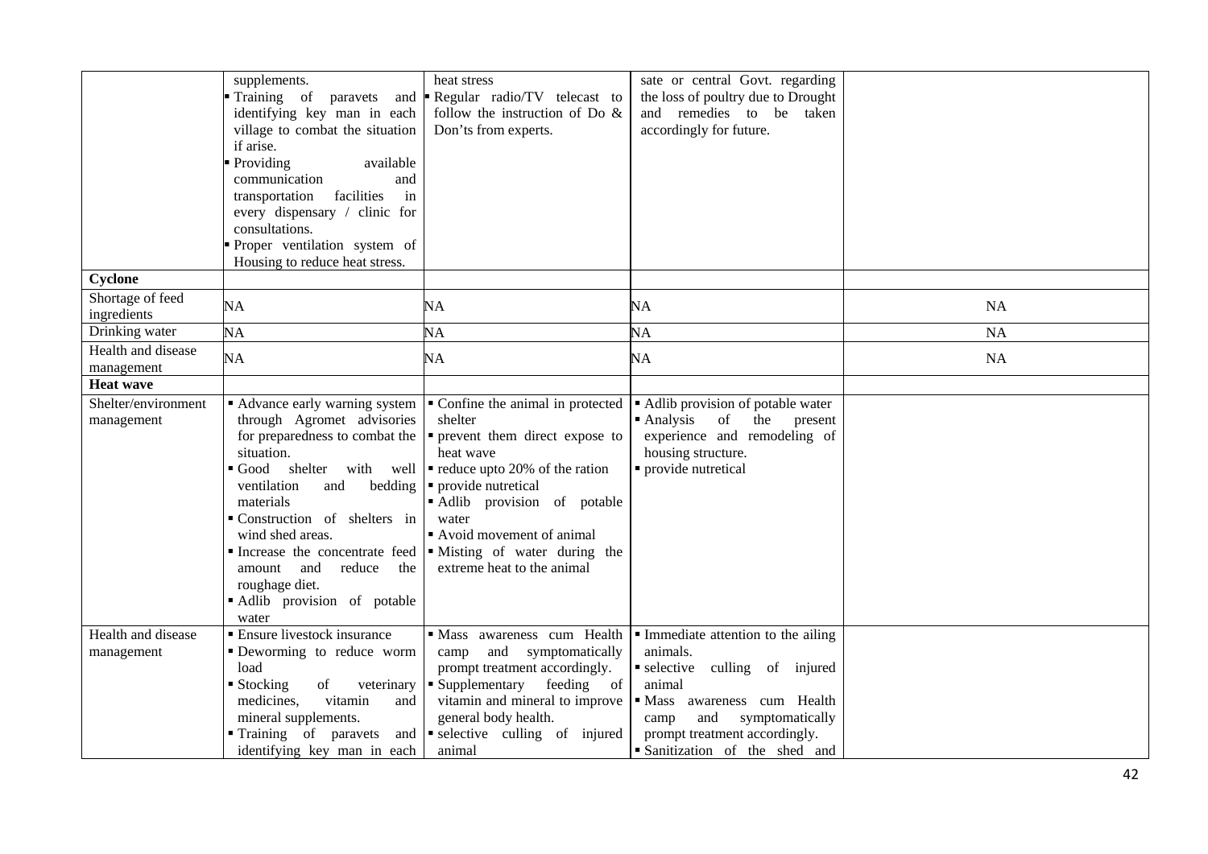| | | | | |
|---|---|---|---|---|
| | supplements.<br>▪ Training of paravets and identifying key man in each village to combat the situation if arise.<br>▪ Providing available communication and transportation facilities in every dispensary / clinic for consultations.<br>▪ Proper ventilation system of Housing to reduce heat stress. | heat stress<br>▪ Regular radio/TV telecast to follow the instruction of Do & Don'ts from experts. | sate or central Govt. regarding the loss of poultry due to Drought and remedies to be taken accordingly for future. | |
| **Cyclone** | | | | |
| Shortage of feed ingredients | NA | NA | NA | NA |
| Drinking water | NA | NA | NA | NA |
| Health and disease management | NA | NA | NA | NA |
| **Heat wave** | | | | |
| Shelter/environment management | ▪ Advance early warning system through Agromet advisories for preparedness to combat the situation.<br>▪ Good shelter with well ventilation and bedding materials<br>▪ Construction of shelters in wind shed areas.<br>▪ Increase the concentrate feed amount and reduce the roughage diet.<br>▪ Adlib provision of potable water | ▪ Confine the animal in protected shelter<br>▪ prevent them direct expose to heat wave<br>▪ reduce upto 20% of the ration<br>▪ provide nutretical<br>▪ Adlib provision of potable water<br>▪ Avoid movement of animal<br>▪ Misting of water during the extreme heat to the animal | ▪ Adlib provision of potable water<br>▪ Analysis of the present experience and remodeling of housing structure.<br>▪ provide nutretical | |
| Health and disease management | ▪ Ensure livestock insurance<br>▪ Deworming to reduce worm load<br>▪ Stocking of veterinary medicines, vitamin and mineral supplements.<br>▪ Training of paravets and identifying key man in each | ▪ Mass awareness cum Health camp and symptomatically prompt treatment accordingly.<br>▪ Supplementary feeding of vitamin and mineral to improve general body health.<br>▪ selective culling of injured animal | ▪ Immediate attention to the ailing animals.<br>▪ selective culling of injured animal<br>▪ Mass awareness cum Health camp and symptomatically prompt treatment accordingly.<br>▪ Sanitization of the shed and | |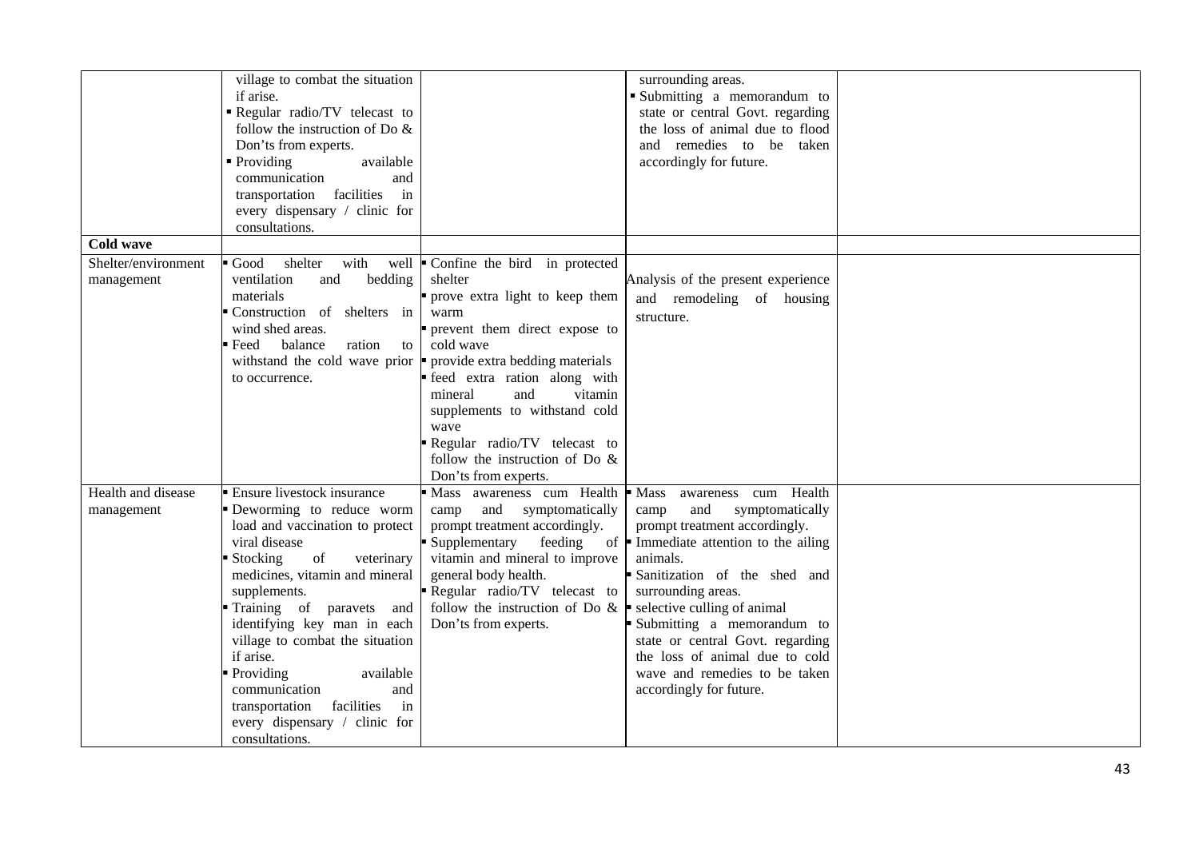| | | | | |
|---|---|---|---|---|
| | village to combat the situation if arise.<br>▪ Regular radio/TV telecast to follow the instruction of Do & Don'ts from experts.<br>▪ Providing available communication and transportation facilities in every dispensary / clinic for consultations. | | surrounding areas.<br>▪ Submitting a memorandum to state or central Govt. regarding the loss of animal due to flood and remedies to be taken accordingly for future. | |
| **Cold wave** | | | | |
| Shelter/environment management | ▪ Good shelter with well ventilation and bedding materials<br>▪ Construction of shelters in wind shed areas.<br>▪ Feed balance ration to withstand the cold wave prior to occurrence. | ▪ Confine the bird in protected shelter<br>▪ prove extra light to keep them warm<br>▪ prevent them direct expose to cold wave<br>▪ provide extra bedding materials<br>▪ feed extra ration along with mineral and vitamin supplements to withstand cold wave<br>▪ Regular radio/TV telecast to follow the instruction of Do & Don'ts from experts. | Analysis of the present experience and remodeling of housing structure. | |
| Health and disease management | ▪ Ensure livestock insurance<br>▪ Deworming to reduce worm load and vaccination to protect viral disease<br>▪ Stocking of veterinary medicines, vitamin and mineral supplements.<br>▪ Training of paravets and identifying key man in each village to combat the situation if arise.<br>▪ Providing available communication and transportation facilities in every dispensary / clinic for consultations. | ▪ Mass awareness cum Health camp and symptomatically prompt treatment accordingly.<br>▪ Supplementary feeding of vitamin and mineral to improve general body health.<br>▪ Regular radio/TV telecast to follow the instruction of Do & Don'ts from experts. | ▪ Mass awareness cum Health camp and symptomatically prompt treatment accordingly.<br>▪ Immediate attention to the ailing animals.<br>▪ Sanitization of the shed and surrounding areas.<br>▪ selective culling of animal<br>▪ Submitting a memorandum to state or central Govt. regarding the loss of animal due to cold wave and remedies to be taken accordingly for future. | |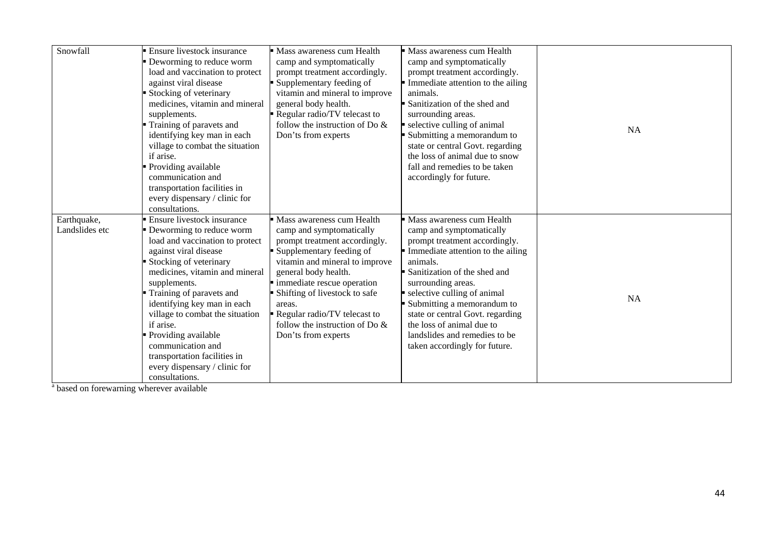| | | | | |
|---|---|---|---|---|
| Snowfall | ▪ Ensure livestock insurance<br>▪ Deworming to reduce worm load and vaccination to protect against viral disease<br>▪ Stocking of veterinary medicines, vitamin and mineral supplements.<br>▪ Training of paravets and identifying key man in each village to combat the situation if arise.<br>▪ Providing available communication and transportation facilities in every dispensary / clinic for consultations. | ▪ Mass awareness cum Health camp and symptomatically prompt treatment accordingly.<br>▪ Supplementary feeding of vitamin and mineral to improve general body health.<br>▪ Regular radio/TV telecast to follow the instruction of Do & Don'ts from experts | ▪ Mass awareness cum Health camp and symptomatically prompt treatment accordingly.<br>▪ Immediate attention to the ailing animals.<br>▪ Sanitization of the shed and surrounding areas.<br>▪ selective culling of animal<br>▪ Submitting a memorandum to state or central Govt. regarding the loss of animal due to snow fall and remedies to be taken accordingly for future. | NA |
| Earthquake, Landslides etc | ▪ Ensure livestock insurance<br>▪ Deworming to reduce worm load and vaccination to protect against viral disease<br>▪ Stocking of veterinary medicines, vitamin and mineral supplements.<br>▪ Training of paravets and identifying key man in each village to combat the situation if arise.<br>▪ Providing available communication and transportation facilities in every dispensary / clinic for consultations. | ▪ Mass awareness cum Health camp and symptomatically prompt treatment accordingly.<br>▪ Supplementary feeding of vitamin and mineral to improve general body health.<br>▪ immediate rescue operation<br>▪ Shifting of livestock to safe areas.<br>▪ Regular radio/TV telecast to follow the instruction of Do & Don'ts from experts | ▪ Mass awareness cum Health camp and symptomatically prompt treatment accordingly.<br>▪ Immediate attention to the ailing animals.<br>▪ Sanitization of the shed and surrounding areas.<br>▪ selective culling of animal<br>▪ Submitting a memorandum to state or central Govt. regarding the loss of animal due to landslides and remedies to be taken accordingly for future. | NA |

[a] based on forewarning wherever available